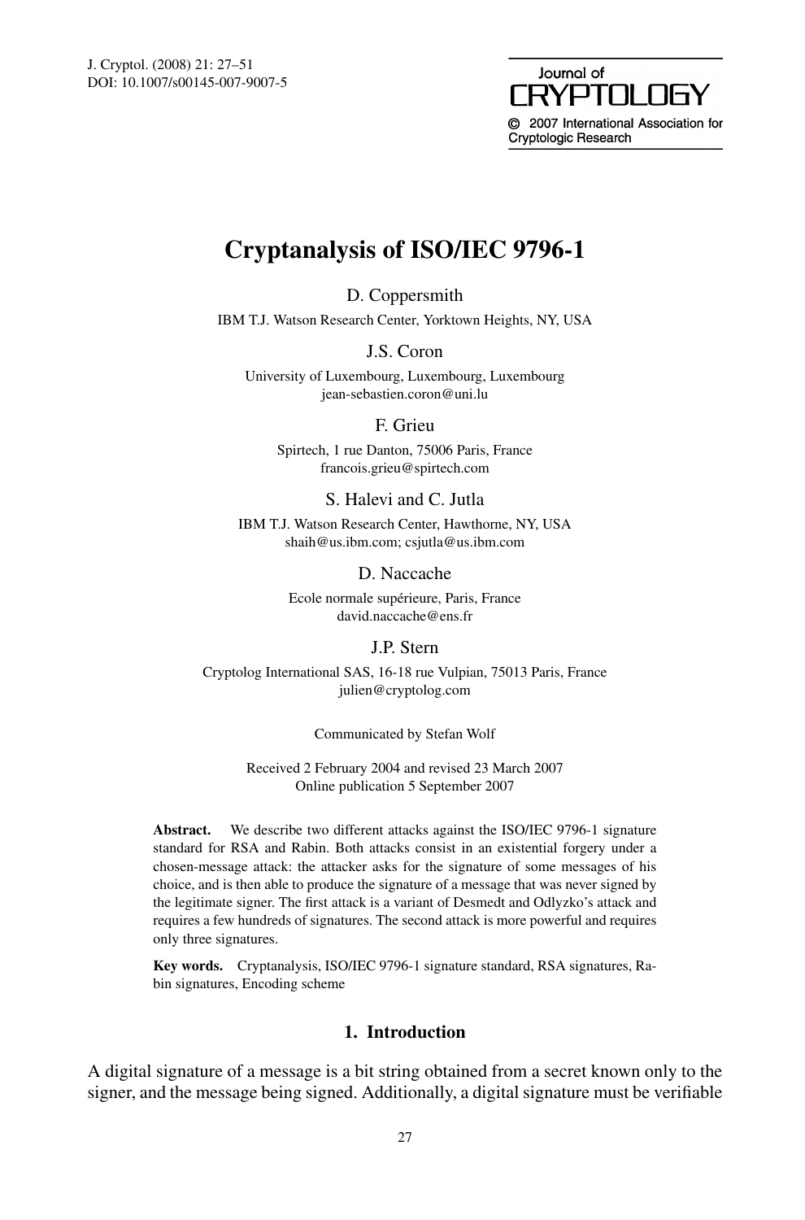# Cryptanalysis of ISO/IEC 9796-1

D. Coppersmith

IBM T.J. Watson Research Center, Yorktown Heights, NY, USA

J.S. Coron

University of Luxembourg, Luxembourg, Luxembourg
jean-sebastien.coron@uni.lu

F. Grieu

Spirtech, 1 rue Danton, 75006 Paris, France
francois.grieu@spirtech.com

S. Halevi and C. Jutla

IBM T.J. Watson Research Center, Hawthorne, NY, USA
shaih@us.ibm.com; csjutla@us.ibm.com

D. Naccache

Ecole normale supérieure, Paris, France
david.naccache@ens.fr

J.P. Stern

Cryptolog International SAS, 16-18 rue Vulpian, 75013 Paris, France
julien@cryptolog.com

Communicated by Stefan Wolf

Received 2 February 2004 and revised 23 March 2007
Online publication 5 September 2007

**Abstract.** We describe two different attacks against the ISO/IEC 9796-1 signature standard for RSA and Rabin. Both attacks consist in an existential forgery under a chosen-message attack: the attacker asks for the signature of some messages of his choice, and is then able to produce the signature of a message that was never signed by the legitimate signer. The first attack is a variant of Desmedt and Odlyzko's attack and requires a few hundreds of signatures. The second attack is more powerful and requires only three signatures.

**Key words.** Cryptanalysis, ISO/IEC 9796-1 signature standard, RSA signatures, Rabin signatures, Encoding scheme

## 1. Introduction

A digital signature of a message is a bit string obtained from a secret known only to the signer, and the message being signed. Additionally, a digital signature must be verifiable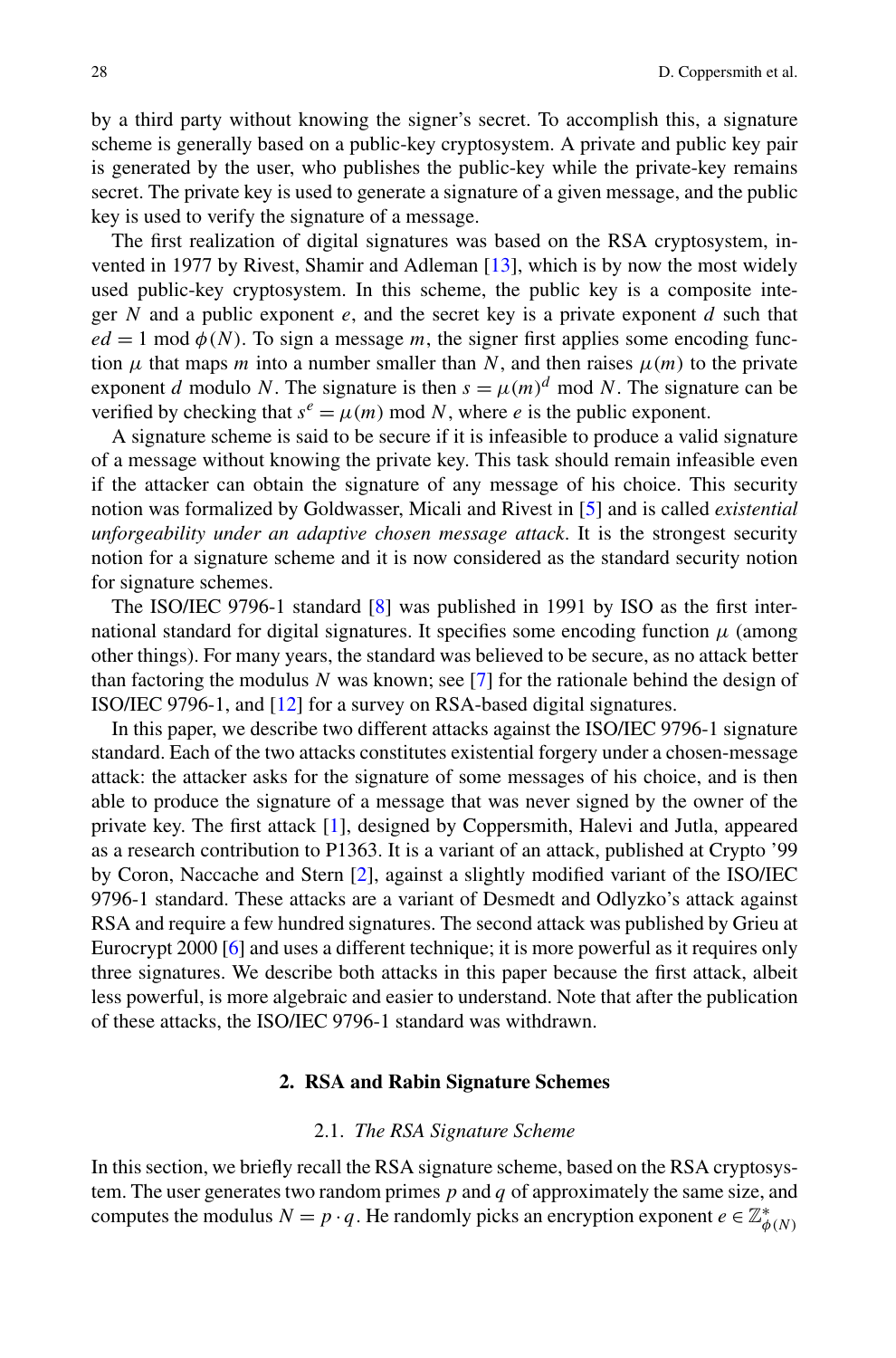by a third party without knowing the signer's secret. To accomplish this, a signature scheme is generally based on a public-key cryptosystem. A private and public key pair is generated by the user, who publishes the public-key while the private-key remains secret. The private key is used to generate a signature of a given message, and the public key is used to verify the signature of a message.

The first realization of digital signatures was based on the RSA cryptosystem, invented in 1977 by Rivest, Shamir and Adleman [13], which is by now the most widely used public-key cryptosystem. In this scheme, the public key is a composite integer $N$ and a public exponent $e$, and the secret key is a private exponent $d$ such that $ed = 1 \bmod \phi(N)$. To sign a message $m$, the signer first applies some encoding function $\mu$ that maps $m$ into a number smaller than $N$, and then raises $\mu(m)$ to the private exponent $d$ modulo $N$. The signature is then $s = \mu(m)^d \bmod N$. The signature can be verified by checking that $s^e = \mu(m) \bmod N$, where $e$ is the public exponent.

A signature scheme is said to be secure if it is infeasible to produce a valid signature of a message without knowing the private key. This task should remain infeasible even if the attacker can obtain the signature of any message of his choice. This security notion was formalized by Goldwasser, Micali and Rivest in [5] and is called *existential unforgeability under an adaptive chosen message attack*. It is the strongest security notion for a signature scheme and it is now considered as the standard security notion for signature schemes.

The ISO/IEC 9796-1 standard [8] was published in 1991 by ISO as the first international standard for digital signatures. It specifies some encoding function $\mu$ (among other things). For many years, the standard was believed to be secure, as no attack better than factoring the modulus $N$ was known; see [7] for the rationale behind the design of ISO/IEC 9796-1, and [12] for a survey on RSA-based digital signatures.

In this paper, we describe two different attacks against the ISO/IEC 9796-1 signature standard. Each of the two attacks constitutes existential forgery under a chosen-message attack: the attacker asks for the signature of some messages of his choice, and is then able to produce the signature of a message that was never signed by the owner of the private key. The first attack [1], designed by Coppersmith, Halevi and Jutla, appeared as a research contribution to P1363. It is a variant of an attack, published at Crypto '99 by Coron, Naccache and Stern [2], against a slightly modified variant of the ISO/IEC 9796-1 standard. These attacks are a variant of Desmedt and Odlyzko's attack against RSA and require a few hundred signatures. The second attack was published by Grieu at Eurocrypt 2000 [6] and uses a different technique; it is more powerful as it requires only three signatures. We describe both attacks in this paper because the first attack, albeit less powerful, is more algebraic and easier to understand. Note that after the publication of these attacks, the ISO/IEC 9796-1 standard was withdrawn.

## 2. RSA and Rabin Signature Schemes

### 2.1. *The RSA Signature Scheme*

In this section, we briefly recall the RSA signature scheme, based on the RSA cryptosystem. The user generates two random primes $p$ and $q$ of approximately the same size, and computes the modulus $N = p \cdot q$. He randomly picks an encryption exponent $e \in \mathbb{Z}^*_{\phi(N)}$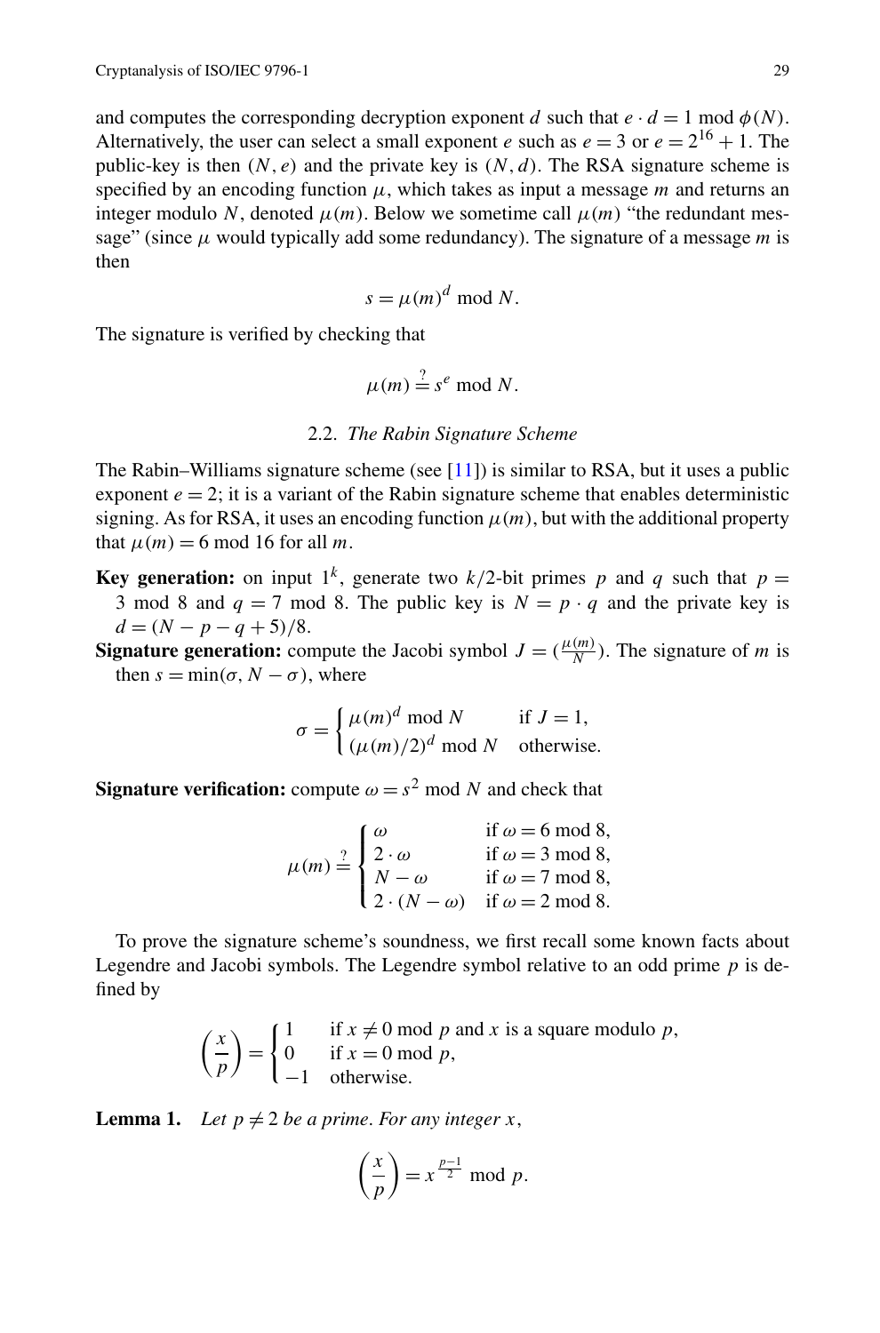and computes the corresponding decryption exponent $d$ such that $e \cdot d = 1 \bmod \phi(N)$. Alternatively, the user can select a small exponent $e$ such as $e = 3$ or $e = 2^{16} + 1$. The public-key is then $(N, e)$ and the private key is $(N, d)$. The RSA signature scheme is specified by an encoding function $\mu$, which takes as input a message $m$ and returns an integer modulo $N$, denoted $\mu(m)$. Below we sometime call $\mu(m)$ "the redundant message" (since $\mu$ would typically add some redundancy). The signature of a message $m$ is then

$$s = \mu(m)^d \bmod N.$$

The signature is verified by checking that

$$\mu(m) \stackrel{?}{=} s^e \bmod N.$$

### 2.2. *The Rabin Signature Scheme*

The Rabin–Williams signature scheme (see [11]) is similar to RSA, but it uses a public exponent $e = 2$; it is a variant of the Rabin signature scheme that enables deterministic signing. As for RSA, it uses an encoding function $\mu(m)$, but with the additional property that $\mu(m) = 6 \bmod 16$ for all $m$.

**Key generation:** on input $1^k$, generate two $k/2$-bit primes $p$ and $q$ such that $p = 3 \bmod 8$ and $q = 7 \bmod 8$. The public key is $N = p \cdot q$ and the private key is $d = (N - p - q + 5)/8$.

**Signature generation:** compute the Jacobi symbol $J = \left(\frac{\mu(m)}{N}\right)$. The signature of $m$ is then $s = \min(\sigma, N - \sigma)$, where

$$\sigma = \begin{cases} \mu(m)^d \bmod N & \text{if } J = 1, \\ (\mu(m)/2)^d \bmod N & \text{otherwise.} \end{cases}$$

**Signature verification:** compute $\omega = s^2 \bmod N$ and check that

$$\mu(m) \stackrel{?}{=} \begin{cases} \omega & \text{if } \omega = 6 \bmod 8, \\ 2 \cdot \omega & \text{if } \omega = 3 \bmod 8, \\ N - \omega & \text{if } \omega = 7 \bmod 8, \\ 2 \cdot (N - \omega) & \text{if } \omega = 2 \bmod 8. \end{cases}$$

To prove the signature scheme's soundness, we first recall some known facts about Legendre and Jacobi symbols. The Legendre symbol relative to an odd prime $p$ is defined by

$$\left(\frac{x}{p}\right) = \begin{cases} 1 & \text{if } x \neq 0 \bmod p \text{ and } x \text{ is a square modulo } p, \\ 0 & \text{if } x = 0 \bmod p, \\ -1 & \text{otherwise.} \end{cases}$$

**Lemma 1.** *Let $p \neq 2$ be a prime. For any integer $x$,*

$$\left(\frac{x}{p}\right) = x^{\frac{p-1}{2}} \bmod p.$$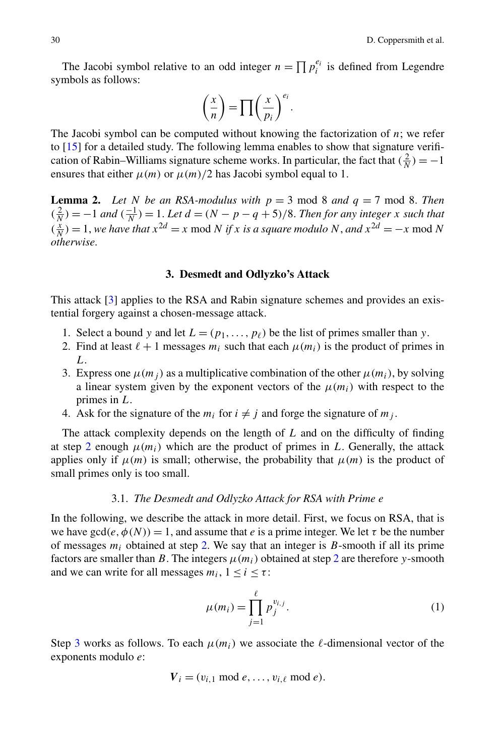The Jacobi symbol relative to an odd integer $n = \prod p_i^{e_i}$ is defined from Legendre symbols as follows:

$$\left(\frac{x}{n}\right) = \prod \left(\frac{x}{p_i}\right)^{e_i}.$$

The Jacobi symbol can be computed without knowing the factorization of $n$; we refer to [15] for a detailed study. The following lemma enables to show that signature verification of Rabin–Williams signature scheme works. In particular, the fact that $(\frac{2}{N}) = -1$ ensures that either $\mu(m)$ or $\mu(m)/2$ has Jacobi symbol equal to 1.

**Lemma 2.** *Let $N$ be an RSA-modulus with $p = 3 \bmod 8$ and $q = 7 \bmod 8$. Then $(\frac{2}{N}) = -1$ and $(\frac{-1}{N}) = 1$. Let $d = (N - p - q + 5)/8$. Then for any integer $x$ such that $(\frac{x}{N}) = 1$, we have that $x^{2d} = x \bmod N$ if $x$ is a square modulo $N$, and $x^{2d} = -x \bmod N$ otherwise.*

## 3. Desmedt and Odlyzko's Attack

This attack [3] applies to the RSA and Rabin signature schemes and provides an existential forgery against a chosen-message attack.

1. Select a bound $y$ and let $L = (p_1, \ldots, p_\ell)$ be the list of primes smaller than $y$.
2. Find at least $\ell + 1$ messages $m_i$ such that each $\mu(m_i)$ is the product of primes in $L$.
3. Express one $\mu(m_j)$ as a multiplicative combination of the other $\mu(m_i)$, by solving a linear system given by the exponent vectors of the $\mu(m_i)$ with respect to the primes in $L$.
4. Ask for the signature of the $m_i$ for $i \neq j$ and forge the signature of $m_j$.

The attack complexity depends on the length of $L$ and on the difficulty of finding at step 2 enough $\mu(m_i)$ which are the product of primes in $L$. Generally, the attack applies only if $\mu(m)$ is small; otherwise, the probability that $\mu(m)$ is the product of small primes only is too small.

### 3.1. *The Desmedt and Odlyzko Attack for RSA with Prime e*

In the following, we describe the attack in more detail. First, we focus on RSA, that is we have $\gcd(e, \phi(N)) = 1$, and assume that $e$ is a prime integer. We let $\tau$ be the number of messages $m_i$ obtained at step 2. We say that an integer is $B$-smooth if all its prime factors are smaller than $B$. The integers $\mu(m_i)$ obtained at step 2 are therefore $y$-smooth and we can write for all messages $m_i$, $1 \leq i \leq \tau$:

$$\mu(m_i) = \prod_{j=1}^{\ell} p_j^{v_{i,j}}. \tag{1}$$

Step 3 works as follows. To each $\mu(m_i)$ we associate the $\ell$-dimensional vector of the exponents modulo $e$:

$$\boldsymbol{V}_i = (v_{i,1} \bmod e, \ldots, v_{i,\ell} \bmod e).$$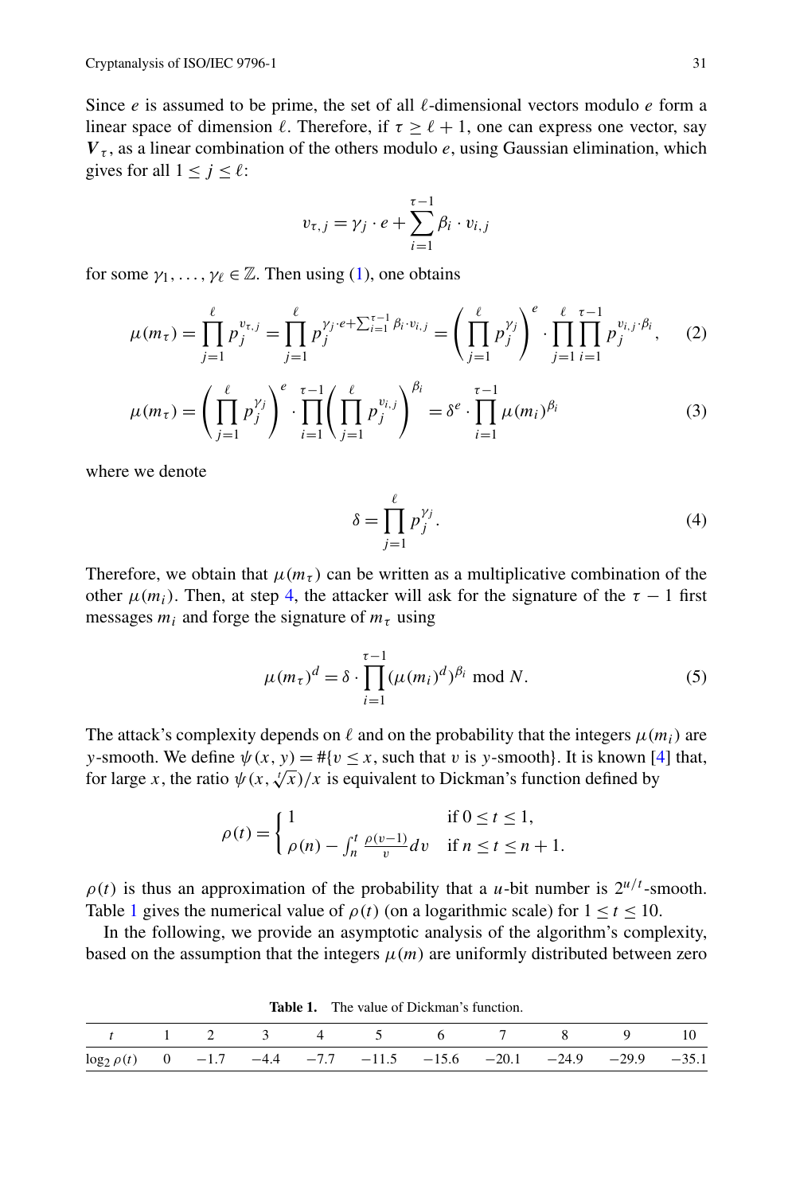Since $e$ is assumed to be prime, the set of all $\ell$-dimensional vectors modulo $e$ form a linear space of dimension $\ell$. Therefore, if $\tau \geq \ell + 1$, one can express one vector, say $\boldsymbol{V}_\tau$, as a linear combination of the others modulo $e$, using Gaussian elimination, which gives for all $1 \leq j \leq \ell$:

$$v_{\tau,j} = \gamma_j \cdot e + \sum_{i=1}^{\tau-1} \beta_i \cdot v_{i,j}$$

for some $\gamma_1, \ldots, \gamma_\ell \in \mathbb{Z}$. Then using (1), one obtains

$$\mu(m_\tau) = \prod_{j=1}^{\ell} p_j^{v_{\tau,j}} = \prod_{j=1}^{\ell} p_j^{\gamma_j \cdot e + \sum_{i=1}^{\tau-1} \beta_i \cdot v_{i,j}} = \left( \prod_{j=1}^{\ell} p_j^{\gamma_j} \right)^e \cdot \prod_{j=1}^{\ell} \prod_{i=1}^{\tau-1} p_j^{v_{i,j} \cdot \beta_i}, \quad (2)$$

$$\mu(m_\tau) = \left( \prod_{j=1}^{\ell} p_j^{\gamma_j} \right)^e \cdot \prod_{i=1}^{\tau-1} \left( \prod_{j=1}^{\ell} p_j^{v_{i,j}} \right)^{\beta_i} = \delta^e \cdot \prod_{i=1}^{\tau-1} \mu(m_i)^{\beta_i} \quad (3)$$

where we denote

$$\delta = \prod_{j=1}^{\ell} p_j^{\gamma_j}. \quad (4)$$

Therefore, we obtain that $\mu(m_\tau)$ can be written as a multiplicative combination of the other $\mu(m_i)$. Then, at step 4, the attacker will ask for the signature of the $\tau - 1$ first messages $m_i$ and forge the signature of $m_\tau$ using

$$\mu(m_\tau)^d = \delta \cdot \prod_{i=1}^{\tau-1} (\mu(m_i)^d)^{\beta_i} \bmod N. \quad (5)$$

The attack's complexity depends on $\ell$ and on the probability that the integers $\mu(m_i)$ are $y$-smooth. We define $\psi(x, y) = \#\{v \leq x$, such that $v$ is $y$-smooth$\}$. It is known [4] that, for large $x$, the ratio $\psi(x, \sqrt[t]{x})/x$ is equivalent to Dickman's function defined by

$$\rho(t) = \begin{cases} 1 & \text{if } 0 \leq t \leq 1, \\ \rho(n) - \int_n^t \frac{\rho(v-1)}{v} dv & \text{if } n \leq t \leq n+1. \end{cases}$$

$\rho(t)$ is thus an approximation of the probability that a $u$-bit number is $2^{u/t}$-smooth. Table 1 gives the numerical value of $\rho(t)$ (on a logarithmic scale) for $1 \leq t \leq 10$.

In the following, we provide an asymptotic analysis of the algorithm's complexity, based on the assumption that the integers $\mu(m)$ are uniformly distributed between zero

**Table 1.** The value of Dickman's function.

| $t$ | 1 | 2 | 3 | 4 | 5 | 6 | 7 | 8 | 9 | 10 |
|---|---|---|---|---|---|---|---|---|---|---|
| $\log_2 \rho(t)$ | 0 | −1.7 | −4.4 | −7.7 | −11.5 | −15.6 | −20.1 | −24.9 | −29.9 | −35.1 |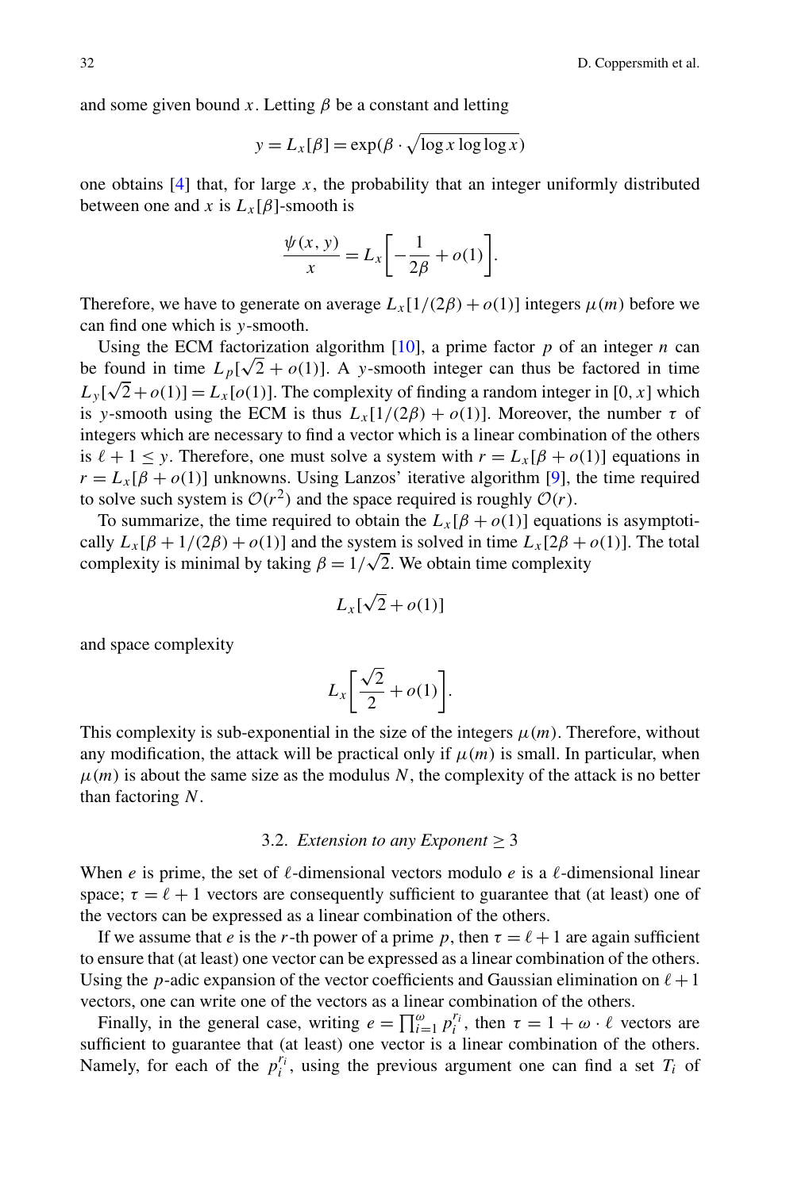and some given bound $x$. Letting $\beta$ be a constant and letting

$$y = L_x[\beta] = \exp(\beta \cdot \sqrt{\log x \log\log x})$$

one obtains [4] that, for large $x$, the probability that an integer uniformly distributed between one and $x$ is $L_x[\beta]$-smooth is

$$\frac{\psi(x, y)}{x} = L_x\left[-\frac{1}{2\beta} + o(1)\right].$$

Therefore, we have to generate on average $L_x[1/(2\beta) + o(1)]$ integers $\mu(m)$ before we can find one which is $y$-smooth.

Using the ECM factorization algorithm [10], a prime factor $p$ of an integer $n$ can be found in time $L_p[\sqrt{2} + o(1)]$. A $y$-smooth integer can thus be factored in time $L_y[\sqrt{2} + o(1)] = L_x[o(1)]$. The complexity of finding a random integer in $[0, x]$ which is $y$-smooth using the ECM is thus $L_x[1/(2\beta) + o(1)]$. Moreover, the number $\tau$ of integers which are necessary to find a vector which is a linear combination of the others is $\ell + 1 \leq y$. Therefore, one must solve a system with $r = L_x[\beta + o(1)]$ equations in $r = L_x[\beta + o(1)]$ unknowns. Using Lanzos' iterative algorithm [9], the time required to solve such system is $\mathcal{O}(r^2)$ and the space required is roughly $\mathcal{O}(r)$.

To summarize, the time required to obtain the $L_x[\beta + o(1)]$ equations is asymptotically $L_x[\beta + 1/(2\beta) + o(1)]$ and the system is solved in time $L_x[2\beta + o(1)]$. The total complexity is minimal by taking $\beta = 1/\sqrt{2}$. We obtain time complexity

$$L_x[\sqrt{2} + o(1)]$$

and space complexity

$$L_x\left[\frac{\sqrt{2}}{2} + o(1)\right].$$

This complexity is sub-exponential in the size of the integers $\mu(m)$. Therefore, without any modification, the attack will be practical only if $\mu(m)$ is small. In particular, when $\mu(m)$ is about the same size as the modulus $N$, the complexity of the attack is no better than factoring $N$.

### 3.2. *Extension to any Exponent* $\geq 3$

When $e$ is prime, the set of $\ell$-dimensional vectors modulo $e$ is a $\ell$-dimensional linear space; $\tau = \ell + 1$ vectors are consequently sufficient to guarantee that (at least) one of the vectors can be expressed as a linear combination of the others.

If we assume that $e$ is the $r$-th power of a prime $p$, then $\tau = \ell + 1$ are again sufficient to ensure that (at least) one vector can be expressed as a linear combination of the others. Using the $p$-adic expansion of the vector coefficients and Gaussian elimination on $\ell + 1$ vectors, one can write one of the vectors as a linear combination of the others.

Finally, in the general case, writing $e = \prod_{i=1}^{\omega} p_i^{r_i}$, then $\tau = 1 + \omega \cdot \ell$ vectors are sufficient to guarantee that (at least) one vector is a linear combination of the others. Namely, for each of the $p_i^{r_i}$, using the previous argument one can find a set $T_i$ of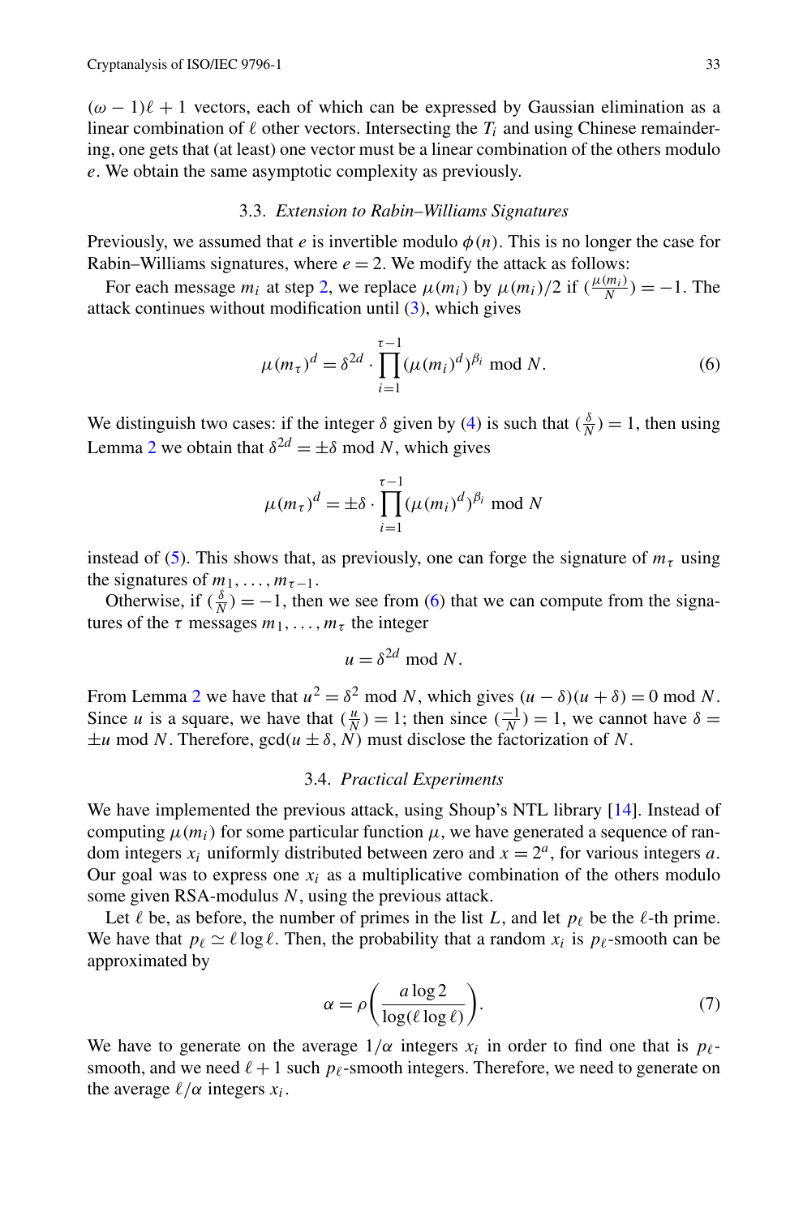$(\omega - 1)\ell + 1$ vectors, each of which can be expressed by Gaussian elimination as a linear combination of $\ell$ other vectors. Intersecting the $T_i$ and using Chinese remaindering, one gets that (at least) one vector must be a linear combination of the others modulo $e$. We obtain the same asymptotic complexity as previously.

### 3.3. *Extension to Rabin–Williams Signatures*

Previously, we assumed that $e$ is invertible modulo $\phi(n)$. This is no longer the case for Rabin–Williams signatures, where $e = 2$. We modify the attack as follows:

For each message $m_i$ at step 2, we replace $\mu(m_i)$ by $\mu(m_i)/2$ if $(\frac{\mu(m_i)}{N}) = -1$. The attack continues without modification until (3), which gives

$$\mu(m_\tau)^d = \delta^{2d} \cdot \prod_{i=1}^{\tau-1} (\mu(m_i)^d)^{\beta_i} \bmod N. \tag{6}$$

We distinguish two cases: if the integer $\delta$ given by (4) is such that $(\frac{\delta}{N}) = 1$, then using Lemma 2 we obtain that $\delta^{2d} = \pm\delta \bmod N$, which gives

$$\mu(m_\tau)^d = \pm\delta \cdot \prod_{i=1}^{\tau-1} (\mu(m_i)^d)^{\beta_i} \bmod N$$

instead of (5). This shows that, as previously, one can forge the signature of $m_\tau$ using the signatures of $m_1, \ldots, m_{\tau-1}$.

Otherwise, if $(\frac{\delta}{N}) = -1$, then we see from (6) that we can compute from the signatures of the $\tau$ messages $m_1, \ldots, m_\tau$ the integer

$$u = \delta^{2d} \bmod N.$$

From Lemma 2 we have that $u^2 = \delta^2 \bmod N$, which gives $(u - \delta)(u + \delta) = 0 \bmod N$. Since $u$ is a square, we have that $(\frac{u}{N}) = 1$; then since $(\frac{-1}{N}) = 1$, we cannot have $\delta = \pm u \bmod N$. Therefore, $\gcd(u \pm \delta, N)$ must disclose the factorization of $N$.

### 3.4. *Practical Experiments*

We have implemented the previous attack, using Shoup's NTL library [14]. Instead of computing $\mu(m_i)$ for some particular function $\mu$, we have generated a sequence of random integers $x_i$ uniformly distributed between zero and $x = 2^a$, for various integers $a$. Our goal was to express one $x_i$ as a multiplicative combination of the others modulo some given RSA-modulus $N$, using the previous attack.

Let $\ell$ be, as before, the number of primes in the list $L$, and let $p_\ell$ be the $\ell$-th prime. We have that $p_\ell \simeq \ell \log \ell$. Then, the probability that a random $x_i$ is $p_\ell$-smooth can be approximated by

$$\alpha = \rho\left(\frac{a \log 2}{\log(\ell \log \ell)}\right). \tag{7}$$

We have to generate on the average $1/\alpha$ integers $x_i$ in order to find one that is $p_\ell$-smooth, and we need $\ell + 1$ such $p_\ell$-smooth integers. Therefore, we need to generate on the average $\ell/\alpha$ integers $x_i$.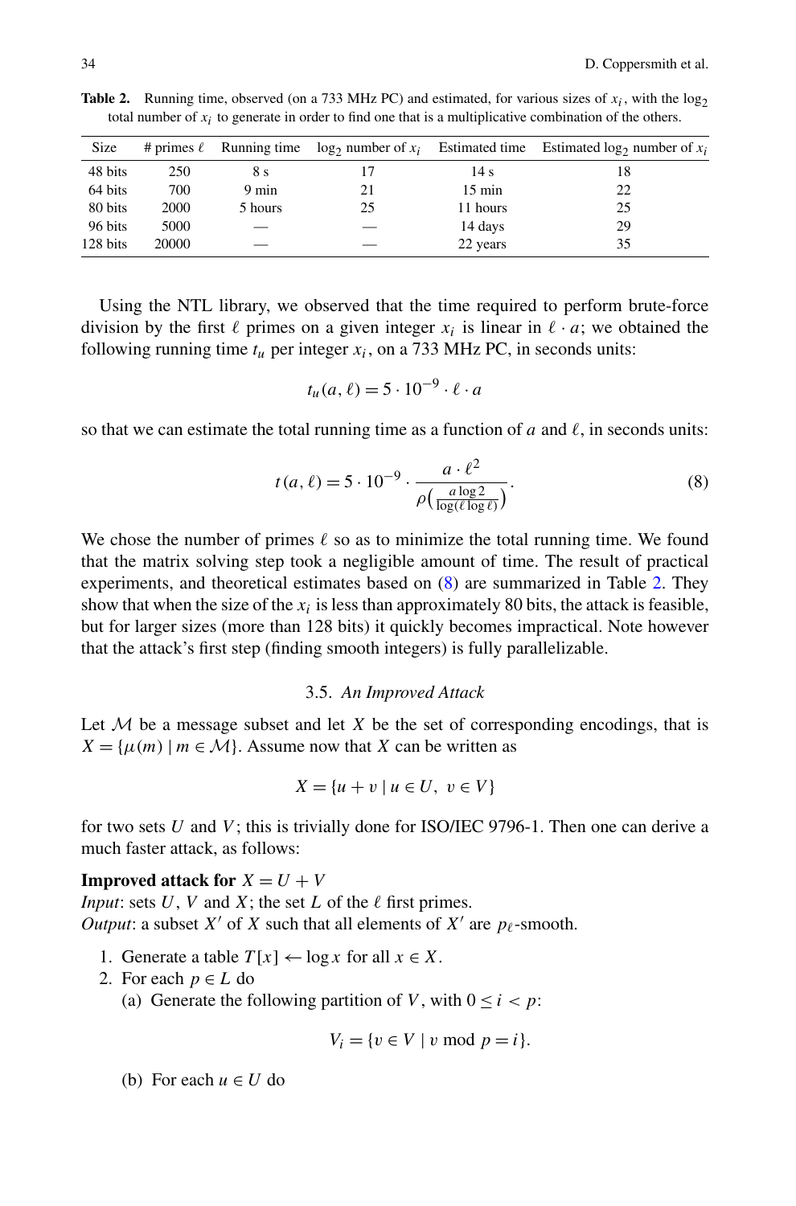**Table 2.** Running time, observed (on a 733 MHz PC) and estimated, for various sizes of $x_i$, with the $\log_2$ total number of $x_i$ to generate in order to find one that is a multiplicative combination of the others.

| Size | # primes $\ell$ | Running time | $\log_2$ number of $x_i$ | Estimated time | Estimated $\log_2$ number of $x_i$ |
|---|---|---|---|---|---|
| 48 bits | 250 | 8 s | 17 | 14 s | 18 |
| 64 bits | 700 | 9 min | 21 | 15 min | 22 |
| 80 bits | 2000 | 5 hours | 25 | 11 hours | 25 |
| 96 bits | 5000 | — | — | 14 days | 29 |
| 128 bits | 20000 | — | — | 22 years | 35 |

Using the NTL library, we observed that the time required to perform brute-force division by the first $\ell$ primes on a given integer $x_i$ is linear in $\ell \cdot a$; we obtained the following running time $t_u$ per integer $x_i$, on a 733 MHz PC, in seconds units:

$$t_u(a, \ell) = 5 \cdot 10^{-9} \cdot \ell \cdot a$$

so that we can estimate the total running time as a function of $a$ and $\ell$, in seconds units:

$$t(a, \ell) = 5 \cdot 10^{-9} \cdot \frac{a \cdot \ell^2}{\rho\left(\frac{a \log 2}{\log(\ell \log \ell)}\right)}. \tag{8}$$

We chose the number of primes $\ell$ so as to minimize the total running time. We found that the matrix solving step took a negligible amount of time. The result of practical experiments, and theoretical estimates based on (8) are summarized in Table 2. They show that when the size of the $x_i$ is less than approximately 80 bits, the attack is feasible, but for larger sizes (more than 128 bits) it quickly becomes impractical. Note however that the attack's first step (finding smooth integers) is fully parallelizable.

### 3.5. *An Improved Attack*

Let $\mathcal{M}$ be a message subset and let $X$ be the set of corresponding encodings, that is $X = \{\mu(m) \mid m \in \mathcal{M}\}$. Assume now that $X$ can be written as

$$X = \{u + v \mid u \in U,\ v \in V\}$$

for two sets $U$ and $V$; this is trivially done for ISO/IEC 9796-1. Then one can derive a much faster attack, as follows:

**Improved attack for** $X = U + V$
*Input*: sets $U$, $V$ and $X$; the set $L$ of the $\ell$ first primes.
*Output*: a subset $X'$ of $X$ such that all elements of $X'$ are $p_\ell$-smooth.

1. Generate a table $T[x] \leftarrow \log x$ for all $x \in X$.
2. For each $p \in L$ do
   (a) Generate the following partition of $V$, with $0 \leq i < p$:

   $$V_i = \{v \in V \mid v \bmod p = i\}.$$

   (b) For each $u \in U$ do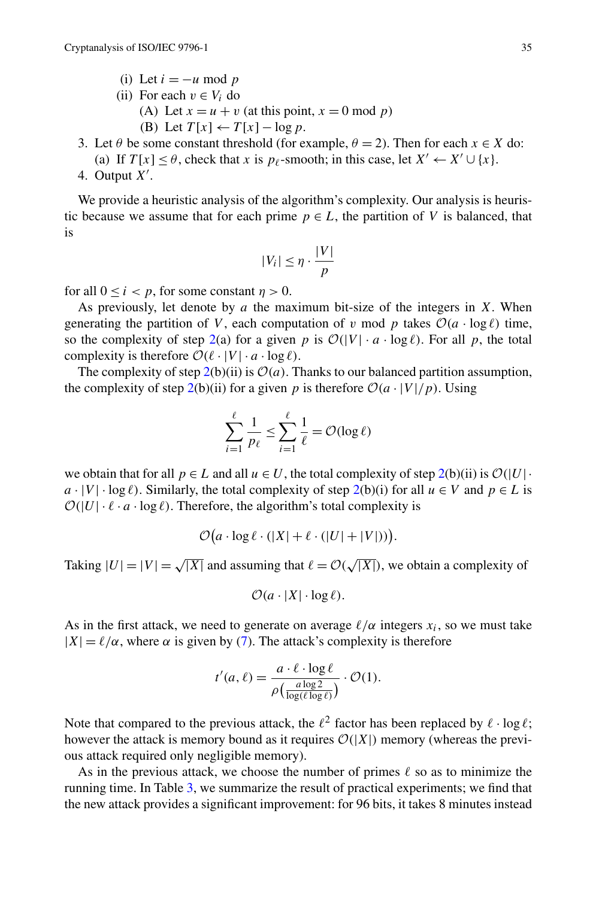(i) Let $i = -u \bmod p$

(ii) For each $v \in V_i$ do

(A) Let $x = u + v$ (at this point, $x = 0 \bmod p$)

(B) Let $T[x] \leftarrow T[x] - \log p$.

3. Let $\theta$ be some constant threshold (for example, $\theta = 2$). Then for each $x \in X$ do:
   (a) If $T[x] \leq \theta$, check that $x$ is $p_\ell$-smooth; in this case, let $X' \leftarrow X' \cup \{x\}$.
4. Output $X'$.

We provide a heuristic analysis of the algorithm's complexity. Our analysis is heuristic because we assume that for each prime $p \in L$, the partition of $V$ is balanced, that is

$$|V_i| \leq \eta \cdot \frac{|V|}{p}$$

for all $0 \leq i < p$, for some constant $\eta > 0$.

As previously, let denote by $a$ the maximum bit-size of the integers in $X$. When generating the partition of $V$, each computation of $v \bmod p$ takes $\mathcal{O}(a \cdot \log \ell)$ time, so the complexity of step 2(a) for a given $p$ is $\mathcal{O}(|V| \cdot a \cdot \log \ell)$. For all $p$, the total complexity is therefore $\mathcal{O}(\ell \cdot |V| \cdot a \cdot \log \ell)$.

The complexity of step 2(b)(ii) is $\mathcal{O}(a)$. Thanks to our balanced partition assumption, the complexity of step 2(b)(ii) for a given $p$ is therefore $\mathcal{O}(a \cdot |V|/p)$. Using

$$\sum_{i=1}^{\ell} \frac{1}{p_\ell} \leq \sum_{i=1}^{\ell} \frac{1}{\ell} = \mathcal{O}(\log \ell)$$

we obtain that for all $p \in L$ and all $u \in U$, the total complexity of step 2(b)(ii) is $\mathcal{O}(|U| \cdot a \cdot |V| \cdot \log \ell)$. Similarly, the total complexity of step 2(b)(i) for all $u \in V$ and $p \in L$ is $\mathcal{O}(|U| \cdot \ell \cdot a \cdot \log \ell)$. Therefore, the algorithm's total complexity is

$$\mathcal{O}\big(a \cdot \log \ell \cdot (|X| + \ell \cdot (|U| + |V|))\big).$$

Taking $|U| = |V| = \sqrt{|X|}$ and assuming that $\ell = \mathcal{O}(\sqrt{|X|})$, we obtain a complexity of

$$\mathcal{O}(a \cdot |X| \cdot \log \ell).$$

As in the first attack, we need to generate on average $\ell/\alpha$ integers $x_i$, so we must take $|X| = \ell/\alpha$, where $\alpha$ is given by (7). The attack's complexity is therefore

$$t'(a, \ell) = \frac{a \cdot \ell \cdot \log \ell}{\rho\big(\frac{a \log 2}{\log(\ell \log \ell)}\big)} \cdot \mathcal{O}(1).$$

Note that compared to the previous attack, the $\ell^2$ factor has been replaced by $\ell \cdot \log \ell$; however the attack is memory bound as it requires $\mathcal{O}(|X|)$ memory (whereas the previous attack required only negligible memory).

As in the previous attack, we choose the number of primes $\ell$ so as to minimize the running time. In Table 3, we summarize the result of practical experiments; we find that the new attack provides a significant improvement: for 96 bits, it takes 8 minutes instead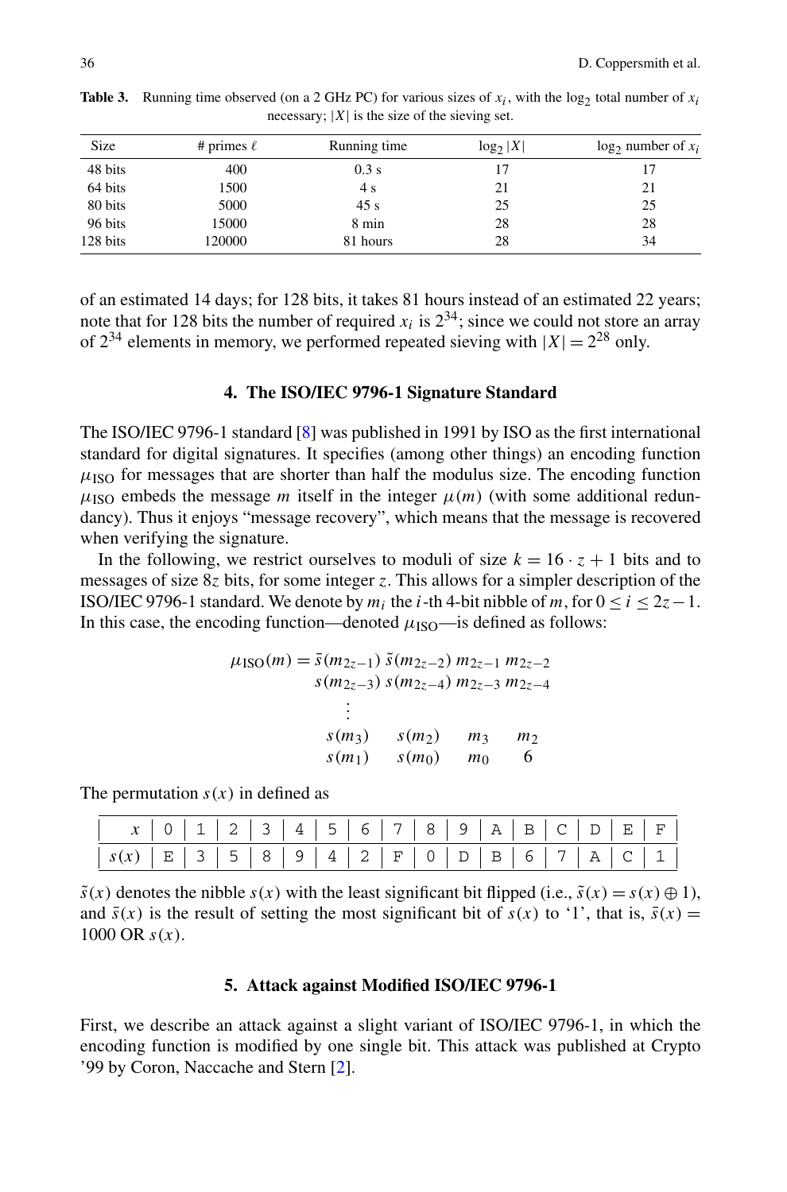**Table 3.** Running time observed (on a 2 GHz PC) for various sizes of $x_i$, with the $\log_2$ total number of $x_i$ necessary; $|X|$ is the size of the sieving set.

| Size | # primes $\ell$ | Running time | $\log_2 \|X\|$ | $\log_2$ number of $x_i$ |
|---|---|---|---|---|
| 48 bits | 400 | 0.3 s | 17 | 17 |
| 64 bits | 1500 | 4 s | 21 | 21 |
| 80 bits | 5000 | 45 s | 25 | 25 |
| 96 bits | 15000 | 8 min | 28 | 28 |
| 128 bits | 120000 | 81 hours | 28 | 34 |

of an estimated 14 days; for 128 bits, it takes 81 hours instead of an estimated 22 years; note that for 128 bits the number of required $x_i$ is $2^{34}$; since we could not store an array of $2^{34}$ elements in memory, we performed repeated sieving with $|X| = 2^{28}$ only.

## 4. The ISO/IEC 9796-1 Signature Standard

The ISO/IEC 9796-1 standard [8] was published in 1991 by ISO as the first international standard for digital signatures. It specifies (among other things) an encoding function $\mu_{\text{ISO}}$ for messages that are shorter than half the modulus size. The encoding function $\mu_{\text{ISO}}$ embeds the message $m$ itself in the integer $\mu(m)$ (with some additional redundancy). Thus it enjoys "message recovery", which means that the message is recovered when verifying the signature.

In the following, we restrict ourselves to moduli of size $k = 16 \cdot z + 1$ bits and to messages of size $8z$ bits, for some integer $z$. This allows for a simpler description of the ISO/IEC 9796-1 standard. We denote by $m_i$ the $i$-th 4-bit nibble of $m$, for $0 \le i \le 2z-1$. In this case, the encoding function—denoted $\mu_{\text{ISO}}$—is defined as follows:

$$
\begin{aligned}
\mu_{\text{ISO}}(m) = \bar{s}(m_{2z-1})\ &\tilde{s}(m_{2z-2})\ m_{2z-1}\ m_{2z-2} \\
&s(m_{2z-3})\ s(m_{2z-4})\ m_{2z-3}\ m_{2z-4} \\
&\vdots \\
&s(m_3) \quad s(m_2) \quad m_3 \quad m_2 \\
&s(m_1) \quad s(m_0) \quad m_0 \quad 6
\end{aligned}
$$

The permutation $s(x)$ in defined as

| $x$ | 0 | 1 | 2 | 3 | 4 | 5 | 6 | 7 | 8 | 9 | A | B | C | D | E | F |
|---|---|---|---|---|---|---|---|---|---|---|---|---|---|---|---|---|
| $s(x)$ | E | 3 | 5 | 8 | 9 | 4 | 2 | F | 0 | D | B | 6 | 7 | A | C | 1 |

$\tilde{s}(x)$ denotes the nibble $s(x)$ with the least significant bit flipped (i.e., $\tilde{s}(x) = s(x) \oplus 1$), and $\bar{s}(x)$ is the result of setting the most significant bit of $s(x)$ to '1', that is, $\bar{s}(x) =$ 1000 OR $s(x)$.

## 5. Attack against Modified ISO/IEC 9796-1

First, we describe an attack against a slight variant of ISO/IEC 9796-1, in which the encoding function is modified by one single bit. This attack was published at Crypto '99 by Coron, Naccache and Stern [2].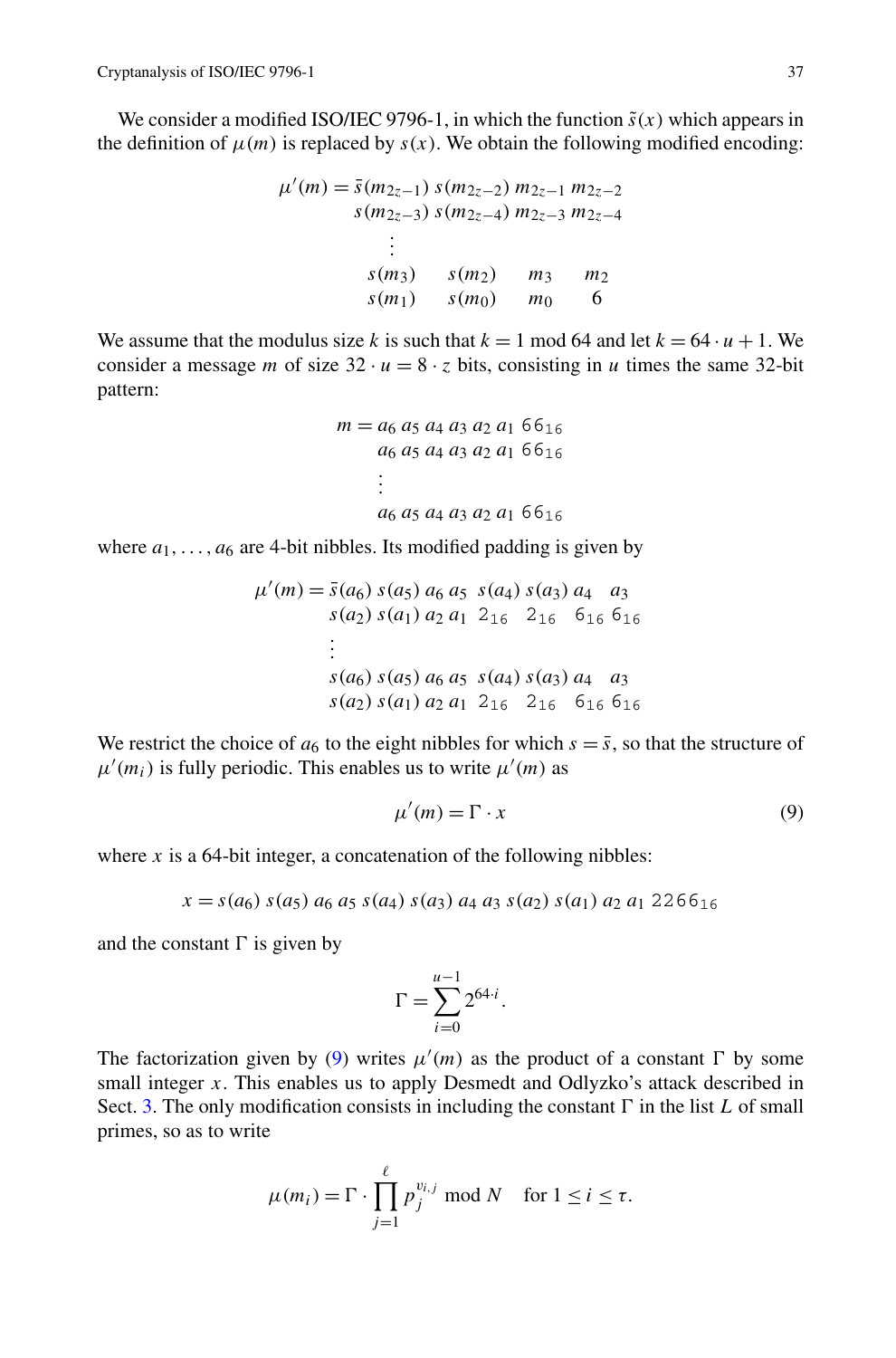We consider a modified ISO/IEC 9796-1, in which the function $\tilde{s}(x)$ which appears in the definition of $\mu(m)$ is replaced by $s(x)$. We obtain the following modified encoding:

$$
\begin{aligned}
\mu'(m) = \bar{s}(m_{2z-1})\ & s(m_{2z-2})\ m_{2z-1}\ m_{2z-2} \\
& s(m_{2z-3})\ s(m_{2z-4})\ m_{2z-3}\ m_{2z-4} \\
& \quad \vdots \\
& s(m_3) \quad s(m_2) \quad m_3 \quad m_2 \\
& s(m_1) \quad s(m_0) \quad m_0 \quad 6
\end{aligned}
$$

We assume that the modulus size $k$ is such that $k = 1 \bmod 64$ and let $k = 64 \cdot u + 1$. We consider a message $m$ of size $32 \cdot u = 8 \cdot z$ bits, consisting in $u$ times the same 32-bit pattern:

$$
\begin{aligned}
m = a_6\, a_5\, a_4\, a_3\, a_2\, a_1\, \mathtt{66}_{16} \\
a_6\, a_5\, a_4\, a_3\, a_2\, a_1\, \mathtt{66}_{16} \\
\vdots \\
a_6\, a_5\, a_4\, a_3\, a_2\, a_1\, \mathtt{66}_{16}
\end{aligned}
$$

where $a_1, \ldots, a_6$ are 4-bit nibbles. Its modified padding is given by

$$
\begin{aligned}
\mu'(m) = \bar{s}(a_6)\, & s(a_5)\, a_6\, a_5\ \ s(a_4)\, s(a_3)\, a_4 \quad a_3 \\
& s(a_2)\, s(a_1)\, a_2\, a_1\ \ \mathtt{2}_{16} \quad \mathtt{2}_{16} \quad \mathtt{6}_{16}\, \mathtt{6}_{16} \\
& \vdots \\
& s(a_6)\, s(a_5)\, a_6\, a_5\ \ s(a_4)\, s(a_3)\, a_4 \quad a_3 \\
& s(a_2)\, s(a_1)\, a_2\, a_1\ \ \mathtt{2}_{16} \quad \mathtt{2}_{16} \quad \mathtt{6}_{16}\, \mathtt{6}_{16}
\end{aligned}
$$

We restrict the choice of $a_6$ to the eight nibbles for which $s = \bar{s}$, so that the structure of $\mu'(m_i)$ is fully periodic. This enables us to write $\mu'(m)$ as

$$
\mu'(m) = \Gamma \cdot x \tag{9}
$$

where $x$ is a 64-bit integer, a concatenation of the following nibbles:

$$
x = s(a_6)\, s(a_5)\, a_6\, a_5\, s(a_4)\, s(a_3)\, a_4\, a_3\, s(a_2)\, s(a_1)\, a_2\, a_1\, \mathtt{2266}_{16}
$$

and the constant $\Gamma$ is given by

$$
\Gamma = \sum_{i=0}^{u-1} 2^{64 \cdot i}.
$$

The factorization given by (9) writes $\mu'(m)$ as the product of a constant $\Gamma$ by some small integer $x$. This enables us to apply Desmedt and Odlyzko's attack described in Sect. 3. The only modification consists in including the constant $\Gamma$ in the list $L$ of small primes, so as to write

$$
\mu(m_i) = \Gamma \cdot \prod_{j=1}^{\ell} p_j^{v_{i,j}} \bmod N \quad \text{for } 1 \le i \le \tau.
$$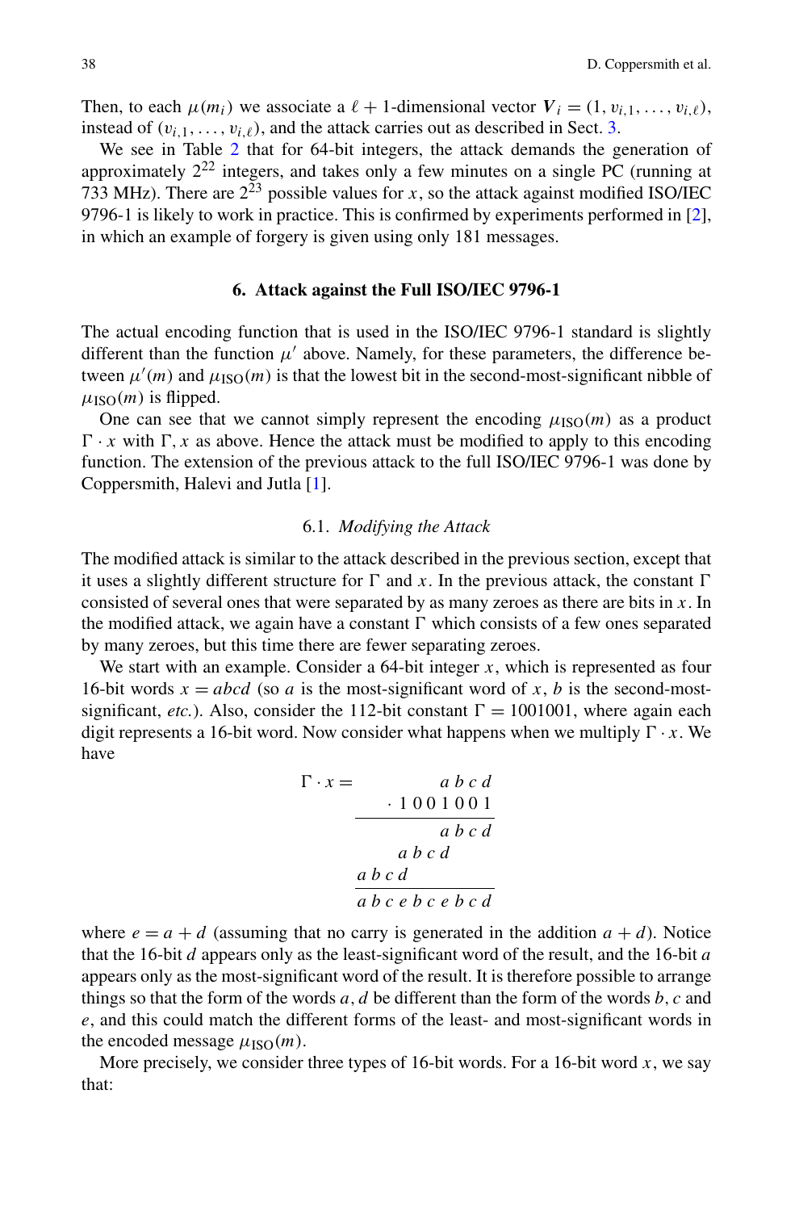Then, to each $\mu(m_i)$ we associate a $\ell+1$-dimensional vector $\boldsymbol{V}_i = (1, v_{i,1}, \ldots, v_{i,\ell})$, instead of $(v_{i,1}, \ldots, v_{i,\ell})$, and the attack carries out as described in Sect. 3.

We see in Table 2 that for 64-bit integers, the attack demands the generation of approximately $2^{22}$ integers, and takes only a few minutes on a single PC (running at 733 MHz). There are $2^{23}$ possible values for $x$, so the attack against modified ISO/IEC 9796-1 is likely to work in practice. This is confirmed by experiments performed in [2], in which an example of forgery is given using only 181 messages.

## 6. Attack against the Full ISO/IEC 9796-1

The actual encoding function that is used in the ISO/IEC 9796-1 standard is slightly different than the function $\mu'$ above. Namely, for these parameters, the difference between $\mu'(m)$ and $\mu_{\mathrm{ISO}}(m)$ is that the lowest bit in the second-most-significant nibble of $\mu_{\mathrm{ISO}}(m)$ is flipped.

One can see that we cannot simply represent the encoding $\mu_{\mathrm{ISO}}(m)$ as a product $\Gamma \cdot x$ with $\Gamma, x$ as above. Hence the attack must be modified to apply to this encoding function. The extension of the previous attack to the full ISO/IEC 9796-1 was done by Coppersmith, Halevi and Jutla [1].

### 6.1. *Modifying the Attack*

The modified attack is similar to the attack described in the previous section, except that it uses a slightly different structure for $\Gamma$ and $x$. In the previous attack, the constant $\Gamma$ consisted of several ones that were separated by as many zeroes as there are bits in $x$. In the modified attack, we again have a constant $\Gamma$ which consists of a few ones separated by many zeroes, but this time there are fewer separating zeroes.

We start with an example. Consider a 64-bit integer $x$, which is represented as four 16-bit words $x = abcd$ (so $a$ is the most-significant word of $x$, $b$ is the second-most-significant, *etc.*). Also, consider the 112-bit constant $\Gamma = 1001001$, where again each digit represents a 16-bit word. Now consider what happens when we multiply $\Gamma \cdot x$. We have

$$
\begin{array}{rr}
\Gamma \cdot x = & a\,b\,c\,d \\
 & \cdot\ 1\,0\,0\,1\,0\,0\,1 \\
\hline
 & a\,b\,c\,d \\
 & a\,b\,c\,d\phantom{\,0\,0\,0} \\
 & a\,b\,c\,d\phantom{\,0\,0\,0\,0\,0\,0} \\
\hline
 & a\,b\,c\,e\,b\,c\,e\,b\,c\,d
\end{array}
$$

where $e = a + d$ (assuming that no carry is generated in the addition $a + d$). Notice that the 16-bit $d$ appears only as the least-significant word of the result, and the 16-bit $a$ appears only as the most-significant word of the result. It is therefore possible to arrange things so that the form of the words $a, d$ be different than the form of the words $b, c$ and $e$, and this could match the different forms of the least- and most-significant words in the encoded message $\mu_{\mathrm{ISO}}(m)$.

More precisely, we consider three types of 16-bit words. For a 16-bit word $x$, we say that: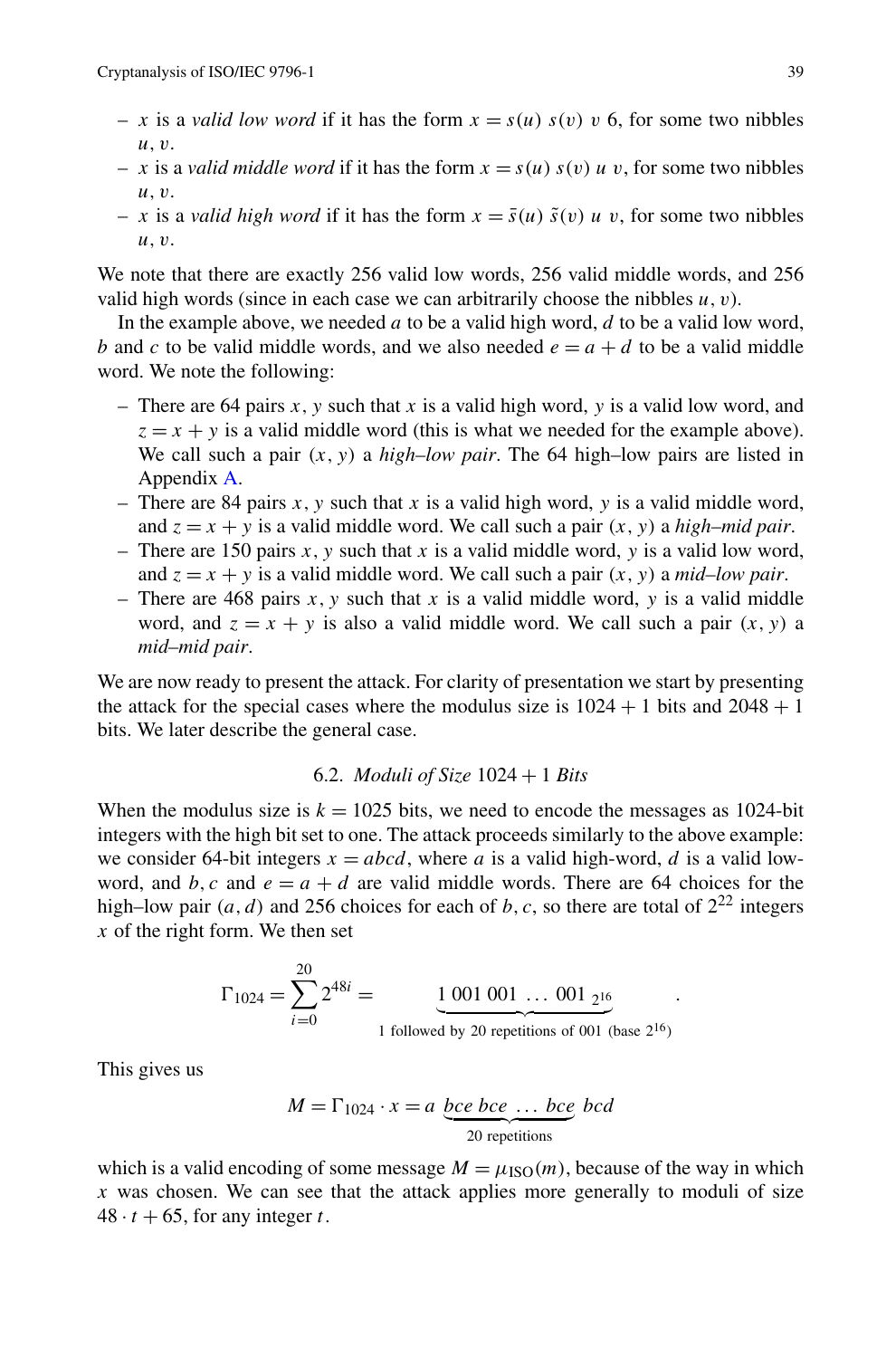- $x$ is a *valid low word* if it has the form $x = s(u)\ s(v)\ v\ 6$, for some two nibbles $u, v$.
- $x$ is a *valid middle word* if it has the form $x = s(u)\ s(v)\ u\ v$, for some two nibbles $u, v$.
- $x$ is a *valid high word* if it has the form $x = \bar{s}(u)\ \tilde{s}(v)\ u\ v$, for some two nibbles $u, v$.

We note that there are exactly 256 valid low words, 256 valid middle words, and 256 valid high words (since in each case we can arbitrarily choose the nibbles $u, v$).

In the example above, we needed $a$ to be a valid high word, $d$ to be a valid low word, $b$ and $c$ to be valid middle words, and we also needed $e = a + d$ to be a valid middle word. We note the following:

- There are 64 pairs $x, y$ such that $x$ is a valid high word, $y$ is a valid low word, and $z = x + y$ is a valid middle word (this is what we needed for the example above). We call such a pair $(x, y)$ a *high–low pair*. The 64 high–low pairs are listed in Appendix A.
- There are 84 pairs $x, y$ such that $x$ is a valid high word, $y$ is a valid middle word, and $z = x + y$ is a valid middle word. We call such a pair $(x, y)$ a *high–mid pair*.
- There are 150 pairs $x, y$ such that $x$ is a valid middle word, $y$ is a valid low word, and $z = x + y$ is a valid middle word. We call such a pair $(x, y)$ a *mid–low pair*.
- There are 468 pairs $x, y$ such that $x$ is a valid middle word, $y$ is a valid middle word, and $z = x + y$ is also a valid middle word. We call such a pair $(x, y)$ a *mid–mid pair*.

We are now ready to present the attack. For clarity of presentation we start by presenting the attack for the special cases where the modulus size is $1024 + 1$ bits and $2048 + 1$ bits. We later describe the general case.

### 6.2. *Moduli of Size* $1024 + 1$ *Bits*

When the modulus size is $k = 1025$ bits, we need to encode the messages as 1024-bit integers with the high bit set to one. The attack proceeds similarly to the above example: we consider 64-bit integers $x = abcd$, where $a$ is a valid high-word, $d$ is a valid low-word, and $b, c$ and $e = a + d$ are valid middle words. There are 64 choices for the high–low pair $(a, d)$ and 256 choices for each of $b, c$, so there are total of $2^{22}$ integers $x$ of the right form. We then set

$$\Gamma_{1024} = \sum_{i=0}^{20} 2^{48i} = \underbrace{1\ 001\ 001\ \ldots\ 001_{\ 2^{16}}}_{\text{1 followed by 20 repetitions of 001 (base } 2^{16})}.$$

This gives us

$$M = \Gamma_{1024} \cdot x = a\ \underbrace{bce\ bce\ \ldots\ bce}_{\text{20 repetitions}}\ bcd$$

which is a valid encoding of some message $M = \mu_{\text{ISO}}(m)$, because of the way in which $x$ was chosen. We can see that the attack applies more generally to moduli of size $48 \cdot t + 65$, for any integer $t$.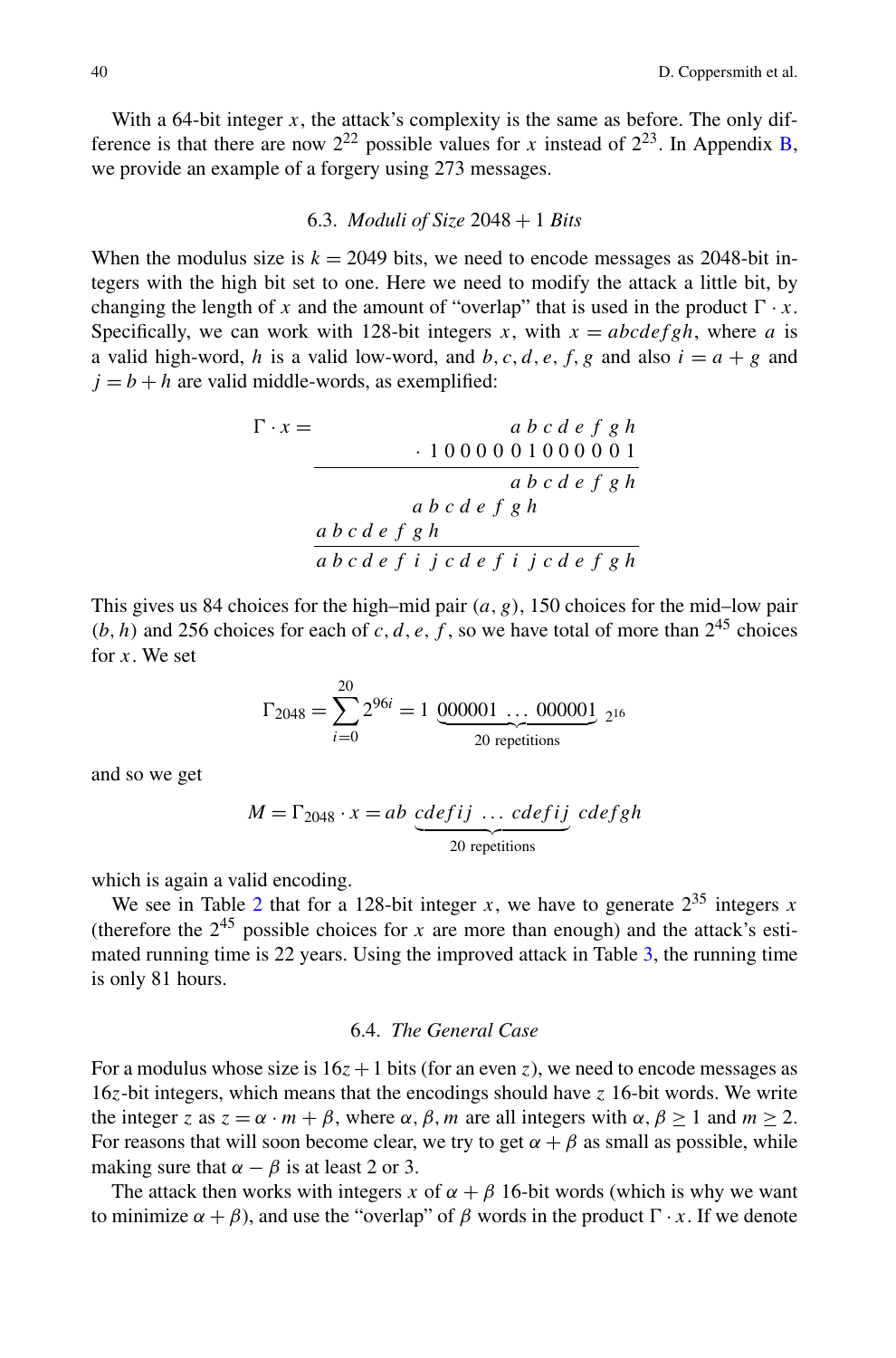With a 64-bit integer $x$, the attack's complexity is the same as before. The only difference is that there are now $2^{22}$ possible values for $x$ instead of $2^{23}$. In Appendix B, we provide an example of a forgery using 273 messages.

### 6.3. *Moduli of Size* 2048 + 1 *Bits*

When the modulus size is $k = 2049$ bits, we need to encode messages as 2048-bit integers with the high bit set to one. Here we need to modify the attack a little bit, by changing the length of $x$ and the amount of "overlap" that is used in the product $\Gamma \cdot x$. Specifically, we can work with 128-bit integers $x$, with $x = abcdefgh$, where $a$ is a valid high-word, $h$ is a valid low-word, and $b, c, d, e, f, g$ and also $i = a + g$ and $j = b + h$ are valid middle-words, as exemplified:

$$
\begin{array}{rr}
\Gamma \cdot x = & a\,b\,c\,d\,e\,f\,g\,h \\
& \cdot\, 1\,0\,0\,0\,0\,0\,0\,1\,0\,0\,0\,0\,0\,1 \\
\hline
& a\,b\,c\,d\,e\,f\,g\,h \\
& a\,b\,c\,d\,e\,f\,g\,h\phantom{\,a\,b\,c\,d\,e\,f} \\
& a\,b\,c\,d\,e\,f\,g\,h\phantom{\,a\,b\,c\,d\,e\,f\,a\,b\,c\,d\,e\,f} \\
\hline
& a\,b\,c\,d\,e\,f\,i\,j\,c\,d\,e\,f\,i\,j\,c\,d\,e\,f\,g\,h
\end{array}
$$

This gives us 84 choices for the high–mid pair $(a, g)$, 150 choices for the mid–low pair $(b, h)$ and 256 choices for each of $c, d, e, f$, so we have total of more than $2^{45}$ choices for $x$. We set

$$
\Gamma_{2048} = \sum_{i=0}^{20} 2^{96i} = 1\ \underbrace{000001\ \ldots\ 000001}_{20 \text{ repetitions}}\ {}_{2^{16}}
$$

and so we get

$$
M = \Gamma_{2048} \cdot x = ab\ \underbrace{cdefij\ \ldots\ cdefij}_{20 \text{ repetitions}}\ cdefgh
$$

which is again a valid encoding.

We see in Table 2 that for a 128-bit integer $x$, we have to generate $2^{35}$ integers $x$ (therefore the $2^{45}$ possible choices for $x$ are more than enough) and the attack's estimated running time is 22 years. Using the improved attack in Table 3, the running time is only 81 hours.

### 6.4. *The General Case*

For a modulus whose size is $16z + 1$ bits (for an even $z$), we need to encode messages as $16z$-bit integers, which means that the encodings should have $z$ 16-bit words. We write the integer $z$ as $z = \alpha \cdot m + \beta$, where $\alpha, \beta, m$ are all integers with $\alpha, \beta \geq 1$ and $m \geq 2$. For reasons that will soon become clear, we try to get $\alpha + \beta$ as small as possible, while making sure that $\alpha - \beta$ is at least 2 or 3.

The attack then works with integers $x$ of $\alpha + \beta$ 16-bit words (which is why we want to minimize $\alpha + \beta$), and use the "overlap" of $\beta$ words in the product $\Gamma \cdot x$. If we denote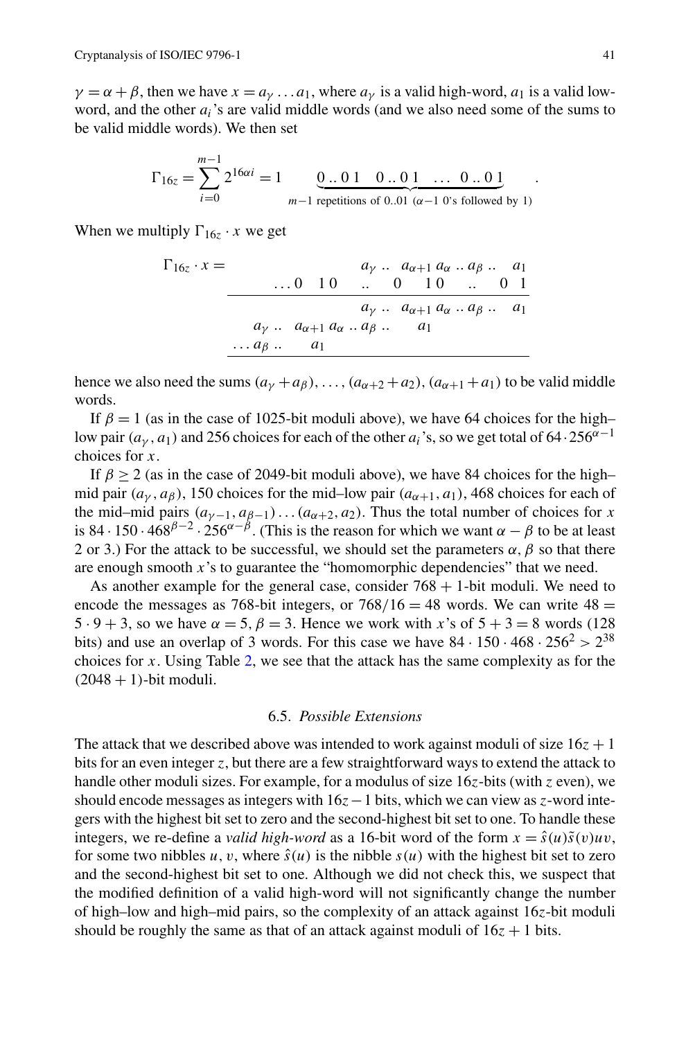$\gamma = \alpha + \beta$, then we have $x = a_\gamma \dots a_1$, where $a_\gamma$ is a valid high-word, $a_1$ is a valid low-word, and the other $a_i$'s are valid middle words (and we also need some of the sums to be valid middle words). We then set

$$\Gamma_{16z} = \sum_{i=0}^{m-1} 2^{16\alpha i} = 1 \quad \underbrace{0..01 \quad 0..01 \quad \dots \quad 0..01}_{m-1 \text{ repetitions of } 0..01 \ (\alpha-1 \text{ 0's followed by 1})} .$$

When we multiply $\Gamma_{16z} \cdot x$ we get

$$\begin{array}{rl}
\Gamma_{16z} \cdot x = & \begin{array}{r}
a_\gamma \,..\, a_{\alpha+1}\, a_\alpha \,..\, a_\beta \,..\, \quad a_1 \\
\dots 0 \quad 1\,0 \quad .. \quad 0 \quad 1\,0 \quad .. \quad 0 \;\; 1 \\
\hline
a_\gamma \,..\, a_{\alpha+1}\, a_\alpha \,..\, a_\beta \,..\, \quad a_1 \\
a_\gamma \,..\, a_{\alpha+1}\, a_\alpha \,..\, a_\beta \,..\, \quad a_1 \qquad\qquad\qquad \\
\dots a_\beta \,..\, \quad a_1 \qquad\qquad\qquad\qquad\qquad\qquad\qquad \\
\hline
\end{array}
\end{array}$$

hence we also need the sums $(a_\gamma + a_\beta), \dots, (a_{\alpha+2} + a_2), (a_{\alpha+1} + a_1)$ to be valid middle words.

If $\beta = 1$ (as in the case of 1025-bit moduli above), we have 64 choices for the high–low pair $(a_\gamma, a_1)$ and 256 choices for each of the other $a_i$'s, so we get total of $64 \cdot 256^{\alpha-1}$ choices for $x$.

If $\beta \geq 2$ (as in the case of 2049-bit moduli above), we have 84 choices for the high–mid pair $(a_\gamma, a_\beta)$, 150 choices for the mid–low pair $(a_{\alpha+1}, a_1)$, 468 choices for each of the mid–mid pairs $(a_{\gamma-1}, a_{\beta-1}) \dots (a_{\alpha+2}, a_2)$. Thus the total number of choices for $x$ is $84 \cdot 150 \cdot 468^{\beta-2} \cdot 256^{\alpha-\beta}$. (This is the reason for which we want $\alpha - \beta$ to be at least 2 or 3.) For the attack to be successful, we should set the parameters $\alpha, \beta$ so that there are enough smooth $x$'s to guarantee the "homomorphic dependencies" that we need.

As another example for the general case, consider $768 + 1$-bit moduli. We need to encode the messages as 768-bit integers, or $768/16 = 48$ words. We can write $48 = 5 \cdot 9 + 3$, so we have $\alpha = 5, \beta = 3$. Hence we work with $x$'s of $5 + 3 = 8$ words (128 bits) and use an overlap of 3 words. For this case we have $84 \cdot 150 \cdot 468 \cdot 256^2 > 2^{38}$ choices for $x$. Using Table 2, we see that the attack has the same complexity as for the $(2048 + 1)$-bit moduli.

### 6.5. *Possible Extensions*

The attack that we described above was intended to work against moduli of size $16z + 1$ bits for an even integer $z$, but there are a few straightforward ways to extend the attack to handle other moduli sizes. For example, for a modulus of size $16z$-bits (with $z$ even), we should encode messages as integers with $16z - 1$ bits, which we can view as $z$-word integers with the highest bit set to zero and the second-highest bit set to one. To handle these integers, we re-define a *valid high-word* as a 16-bit word of the form $x = \hat{s}(u)\tilde{s}(v)uv$, for some two nibbles $u, v$, where $\hat{s}(u)$ is the nibble $s(u)$ with the highest bit set to zero and the second-highest bit set to one. Although we did not check this, we suspect that the modified definition of a valid high-word will not significantly change the number of high–low and high–mid pairs, so the complexity of an attack against $16z$-bit moduli should be roughly the same as that of an attack against moduli of $16z + 1$ bits.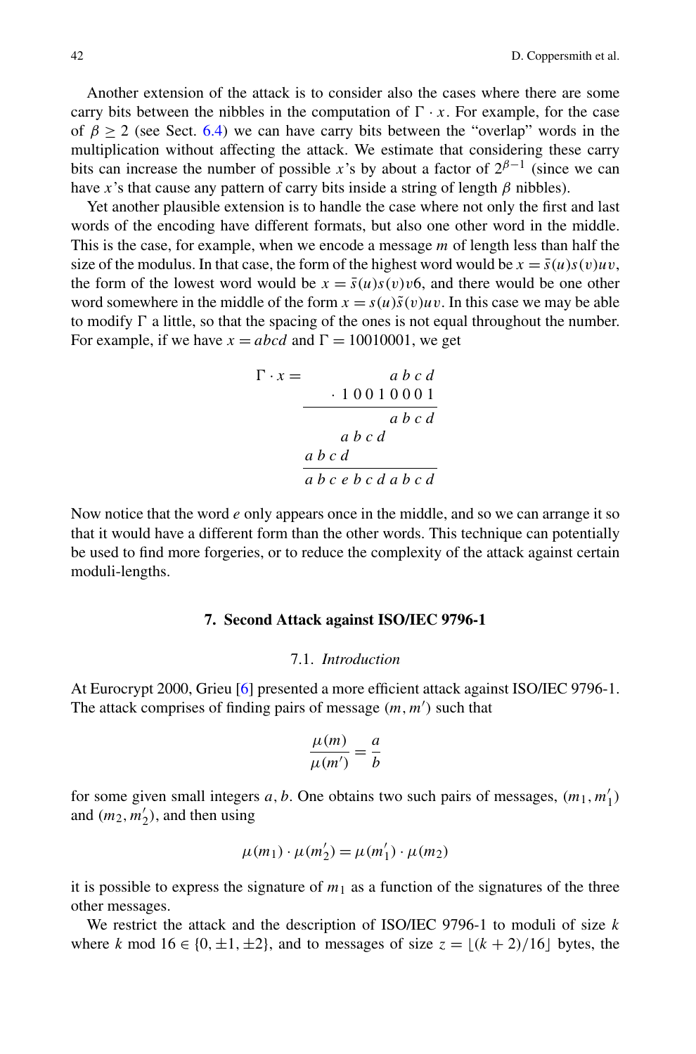Another extension of the attack is to consider also the cases where there are some carry bits between the nibbles in the computation of $\Gamma \cdot x$. For example, for the case of $\beta \geq 2$ (see Sect. 6.4) we can have carry bits between the "overlap" words in the multiplication without affecting the attack. We estimate that considering these carry bits can increase the number of possible $x$'s by about a factor of $2^{\beta-1}$ (since we can have $x$'s that cause any pattern of carry bits inside a string of length $\beta$ nibbles).

Yet another plausible extension is to handle the case where not only the first and last words of the encoding have different formats, but also one other word in the middle. This is the case, for example, when we encode a message $m$ of length less than half the size of the modulus. In that case, the form of the highest word would be $x = \bar{s}(u)s(v)uv$, the form of the lowest word would be $x = \bar{s}(u)s(v)v6$, and there would be one other word somewhere in the middle of the form $x = s(u)\tilde{s}(v)uv$. In this case we may be able to modify $\Gamma$ a little, so that the spacing of the ones is not equal throughout the number. For example, if we have $x = abcd$ and $\Gamma = 10010001$, we get

$$
\begin{array}{rr}
\Gamma \cdot x = & a\ b\ c\ d \\
 & \cdot\ 1\ 0\ 0\ 1\ 0\ 0\ 0\ 1 \\
\hline
 & a\ b\ c\ d \\
 & a\ b\ c\ d\ \phantom{0\ 0\ 0} \\
 & a\ b\ c\ d\ \phantom{0\ 0\ 0\ 0\ 0\ 0\ 0} \\
\hline
 & a\ b\ c\ e\ b\ c\ d\ a\ b\ c\ d
\end{array}
$$

Now notice that the word $e$ only appears once in the middle, and so we can arrange it so that it would have a different form than the other words. This technique can potentially be used to find more forgeries, or to reduce the complexity of the attack against certain moduli-lengths.

## 7. Second Attack against ISO/IEC 9796-1

### 7.1. *Introduction*

At Eurocrypt 2000, Grieu [6] presented a more efficient attack against ISO/IEC 9796-1. The attack comprises of finding pairs of message $(m, m')$ such that

$$\frac{\mu(m)}{\mu(m')} = \frac{a}{b}$$

for some given small integers $a, b$. One obtains two such pairs of messages, $(m_1, m_1')$ and $(m_2, m_2')$, and then using

$$\mu(m_1) \cdot \mu(m_2') = \mu(m_1') \cdot \mu(m_2)$$

it is possible to express the signature of $m_1$ as a function of the signatures of the three other messages.

We restrict the attack and the description of ISO/IEC 9796-1 to moduli of size $k$ where $k \bmod 16 \in \{0, \pm 1, \pm 2\}$, and to messages of size $z = \lfloor (k+2)/16 \rfloor$ bytes, the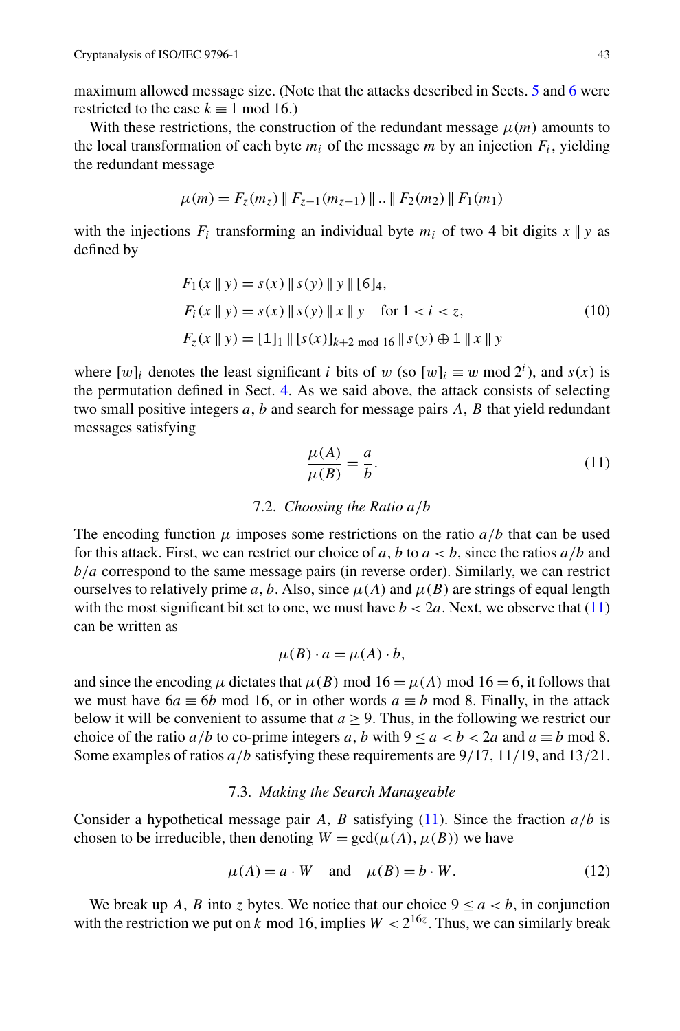maximum allowed message size. (Note that the attacks described in Sects. 5 and 6 were restricted to the case $k \equiv 1 \bmod 16$.)

With these restrictions, the construction of the redundant message $\mu(m)$ amounts to the local transformation of each byte $m_i$ of the message $m$ by an injection $F_i$, yielding the redundant message

$$\mu(m) = F_z(m_z) \parallel F_{z-1}(m_{z-1}) \parallel .. \parallel F_2(m_2) \parallel F_1(m_1)$$

with the injections $F_i$ transforming an individual byte $m_i$ of two 4 bit digits $x \parallel y$ as defined by

$$\begin{aligned} F_1(x \parallel y) &= s(x) \parallel s(y) \parallel y \parallel [6]_4, \\ F_i(x \parallel y) &= s(x) \parallel s(y) \parallel x \parallel y \quad \text{for } 1 < i < z, \\ F_z(x \parallel y) &= [1]_1 \parallel [s(x)]_{k+2 \bmod 16} \parallel s(y) \oplus 1 \parallel x \parallel y \end{aligned} \tag{10}$$

where $[w]_i$ denotes the least significant $i$ bits of $w$ (so $[w]_i \equiv w \bmod 2^i$), and $s(x)$ is the permutation defined in Sect. 4. As we said above, the attack consists of selecting two small positive integers $a, b$ and search for message pairs $A$, $B$ that yield redundant messages satisfying

$$\frac{\mu(A)}{\mu(B)} = \frac{a}{b}. \tag{11}$$

### 7.2. *Choosing the Ratio $a/b$*

The encoding function $\mu$ imposes some restrictions on the ratio $a/b$ that can be used for this attack. First, we can restrict our choice of $a, b$ to $a < b$, since the ratios $a/b$ and $b/a$ correspond to the same message pairs (in reverse order). Similarly, we can restrict ourselves to relatively prime $a, b$. Also, since $\mu(A)$ and $\mu(B)$ are strings of equal length with the most significant bit set to one, we must have $b < 2a$. Next, we observe that (11) can be written as

$$\mu(B) \cdot a = \mu(A) \cdot b,$$

and since the encoding $\mu$ dictates that $\mu(B) \bmod 16 = \mu(A) \bmod 16 = 6$, it follows that we must have $6a \equiv 6b \bmod 16$, or in other words $a \equiv b \bmod 8$. Finally, in the attack below it will be convenient to assume that $a \geq 9$. Thus, in the following we restrict our choice of the ratio $a/b$ to co-prime integers $a, b$ with $9 \leq a < b < 2a$ and $a \equiv b \bmod 8$. Some examples of ratios $a/b$ satisfying these requirements are $9/17$, $11/19$, and $13/21$.

### 7.3. *Making the Search Manageable*

Consider a hypothetical message pair $A$, $B$ satisfying (11). Since the fraction $a/b$ is chosen to be irreducible, then denoting $W = \gcd(\mu(A), \mu(B))$ we have

$$\mu(A) = a \cdot W \quad \text{and} \quad \mu(B) = b \cdot W. \tag{12}$$

We break up $A$, $B$ into $z$ bytes. We notice that our choice $9 \leq a < b$, in conjunction with the restriction we put on $k \bmod 16$, implies $W < 2^{16z}$. Thus, we can similarly break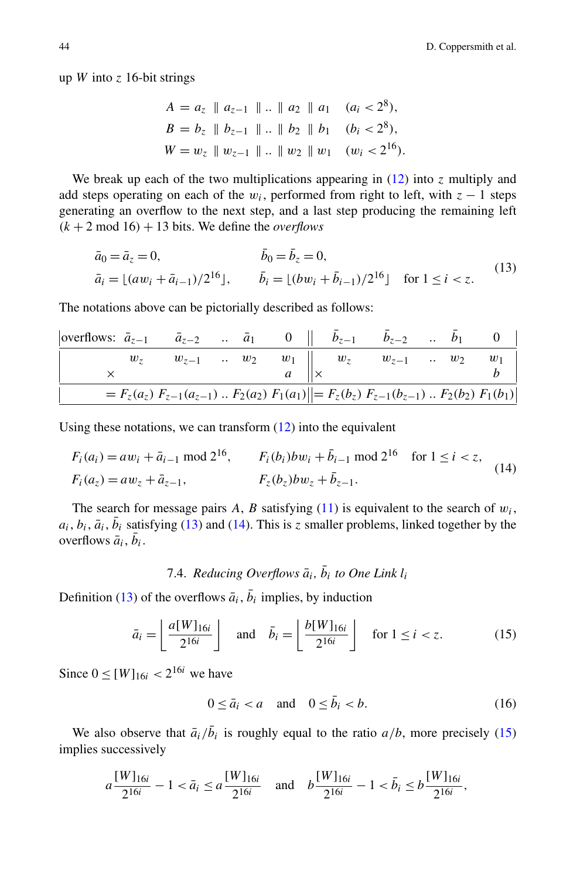up $W$ into $z$ 16-bit strings

$$
\begin{aligned}
A &= a_z \;\|\; a_{z-1} \;\|\; .. \;\|\; a_2 \;\|\; a_1 \quad (a_i < 2^8),\\
B &= b_z \;\|\; b_{z-1} \;\|\; .. \;\|\; b_2 \;\|\; b_1 \quad (b_i < 2^8),\\
W &= w_z \;\|\; w_{z-1} \;\|\; .. \;\|\; w_2 \;\|\; w_1 \quad (w_i < 2^{16}).
\end{aligned}
$$

We break up each of the two multiplications appearing in (12) into $z$ multiply and add steps operating on each of the $w_i$, performed from right to left, with $z-1$ steps generating an overflow to the next step, and a last step producing the remaining left $(k+2 \bmod 16)+13$ bits. We define the *overflows*

$$
\begin{aligned}
&\bar{a}_0 = \bar{a}_z = 0, && \bar{b}_0 = \bar{b}_z = 0,\\
&\bar{a}_i = \lfloor (a w_i + \bar{a}_{i-1})/2^{16} \rfloor, && \bar{b}_i = \lfloor (b w_i + \bar{b}_{i-1})/2^{16} \rfloor \quad \text{for } 1 \le i < z.
\end{aligned}
\tag{13}
$$

The notations above can be pictorially described as follows:

| overflows: $\bar{a}_{z-1}$ | $\bar{a}_{z-2}$ | .. | $\bar{a}_1$ | $0$ | $\bar{b}_{z-1}$ | $\bar{b}_{z-2}$ | .. | $\bar{b}_1$ | $0$ |
|---|---|---|---|---|---|---|---|---|---|
| $w_z$ | $w_{z-1}$ | .. | $w_2$ | $w_1$ | $w_z$ | $w_{z-1}$ | .. | $w_2$ | $w_1$ |
| $\times$ | | | | $a$ | $\times$ | | | | $b$ |
| $= F_z(a_z)$ | $F_{z-1}(a_{z-1})$ | .. | $F_2(a_2)$ | $F_1(a_1)$ | $= F_z(b_z)$ | $F_{z-1}(b_{z-1})$ | .. | $F_2(b_2)$ | $F_1(b_1)$ |

Using these notations, we can transform (12) into the equivalent

$$
\begin{aligned}
&F_i(a_i) = a w_i + \bar{a}_{i-1} \bmod 2^{16}, && F_i(b_i) b w_i + \bar{b}_{i-1} \bmod 2^{16} \quad \text{for } 1 \le i < z,\\
&F_i(a_z) = a w_z + \bar{a}_{z-1}, && F_z(b_z) b w_z + \bar{b}_{z-1}.
\end{aligned}
\tag{14}
$$

The search for message pairs $A$, $B$ satisfying (11) is equivalent to the search of $w_i$, $a_i$, $b_i$, $\bar{a}_i$, $\bar{b}_i$ satisfying (13) and (14). This is $z$ smaller problems, linked together by the overflows $\bar{a}_i$, $\bar{b}_i$.

### 7.4. *Reducing Overflows $\bar{a}_i$, $\bar{b}_i$ to One Link $l_i$*

Definition (13) of the overflows $\bar{a}_i$, $\bar{b}_i$ implies, by induction

$$
\bar{a}_i = \left\lfloor \frac{a[W]_{16i}}{2^{16i}} \right\rfloor \quad \text{and} \quad \bar{b}_i = \left\lfloor \frac{b[W]_{16i}}{2^{16i}} \right\rfloor \quad \text{for } 1 \le i < z.
\tag{15}
$$

Since $0 \le [W]_{16i} < 2^{16i}$ we have

$$
0 \le \bar{a}_i < a \quad \text{and} \quad 0 \le \bar{b}_i < b.
\tag{16}
$$

We also observe that $\bar{a}_i/\bar{b}_i$ is roughly equal to the ratio $a/b$, more precisely (15) implies successively

$$
a\frac{[W]_{16i}}{2^{16i}} - 1 < \bar{a}_i \le a\frac{[W]_{16i}}{2^{16i}} \quad \text{and} \quad b\frac{[W]_{16i}}{2^{16i}} - 1 < \bar{b}_i \le b\frac{[W]_{16i}}{2^{16i}},
$$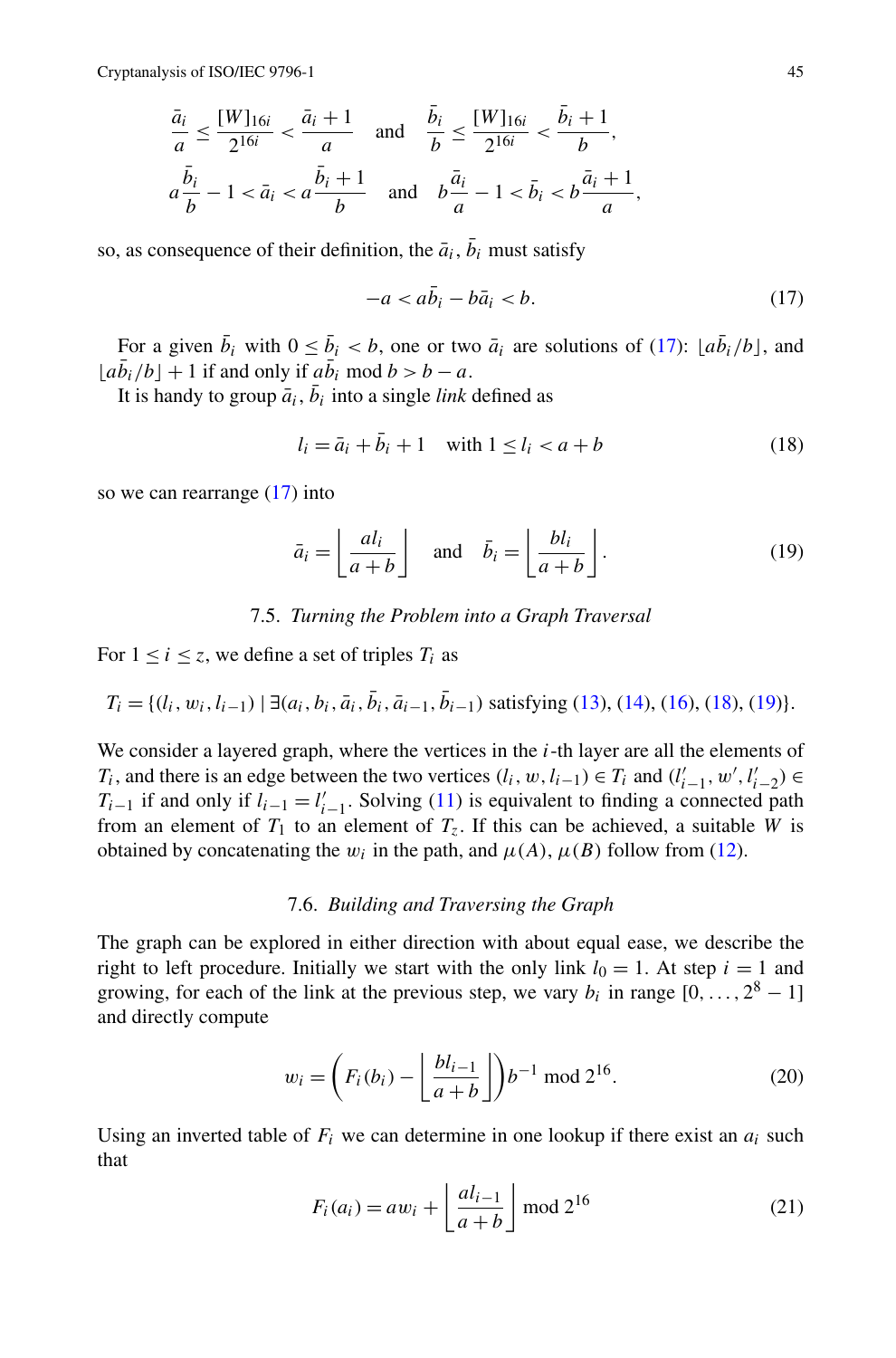$$\frac{\bar{a}_i}{a} \le \frac{[W]_{16i}}{2^{16i}} < \frac{\bar{a}_i + 1}{a} \quad \text{and} \quad \frac{\bar{b}_i}{b} \le \frac{[W]_{16i}}{2^{16i}} < \frac{\bar{b}_i + 1}{b},$$

$$a\frac{\bar{b}_i}{b} - 1 < \bar{a}_i < a\frac{\bar{b}_i + 1}{b} \quad \text{and} \quad b\frac{\bar{a}_i}{a} - 1 < \bar{b}_i < b\frac{\bar{a}_i + 1}{a},$$

so, as consequence of their definition, the $\bar{a}_i$, $\bar{b}_i$ must satisfy

$$-a < a\bar{b}_i - b\bar{a}_i < b. \tag{17}$$

For a given $\bar{b}_i$ with $0 \le \bar{b}_i < b$, one or two $\bar{a}_i$ are solutions of (17): $\lfloor a\bar{b}_i/b \rfloor$, and $\lfloor a\bar{b}_i/b \rfloor + 1$ if and only if $a\bar{b}_i \bmod b > b - a$.

It is handy to group $\bar{a}_i$, $\bar{b}_i$ into a single *link* defined as

$$l_i = \bar{a}_i + \bar{b}_i + 1 \quad \text{with } 1 \le l_i < a + b \tag{18}$$

so we can rearrange (17) into

$$\bar{a}_i = \left\lfloor \frac{al_i}{a+b} \right\rfloor \quad \text{and} \quad \bar{b}_i = \left\lfloor \frac{bl_i}{a+b} \right\rfloor. \tag{19}$$

### 7.5. *Turning the Problem into a Graph Traversal*

For $1 \le i \le z$, we define a set of triples $T_i$ as

$$T_i = \{(l_i, w_i, l_{i-1}) \mid \exists (a_i, b_i, \bar{a}_i, \bar{b}_i, \bar{a}_{i-1}, \bar{b}_{i-1}) \text{ satisfying (13), (14), (16), (18), (19)}\}.$$

We consider a layered graph, where the vertices in the $i$-th layer are all the elements of $T_i$, and there is an edge between the two vertices $(l_i, w, l_{i-1}) \in T_i$ and $(l'_{i-1}, w', l'_{i-2}) \in T_{i-1}$ if and only if $l_{i-1} = l'_{i-1}$. Solving (11) is equivalent to finding a connected path from an element of $T_1$ to an element of $T_z$. If this can be achieved, a suitable $W$ is obtained by concatenating the $w_i$ in the path, and $\mu(A)$, $\mu(B)$ follow from (12).

### 7.6. *Building and Traversing the Graph*

The graph can be explored in either direction with about equal ease, we describe the right to left procedure. Initially we start with the only link $l_0 = 1$. At step $i = 1$ and growing, for each of the link at the previous step, we vary $b_i$ in range $[0, \dots, 2^8 - 1]$ and directly compute

$$w_i = \left( F_i(b_i) - \left\lfloor \frac{bl_{i-1}}{a+b} \right\rfloor \right) b^{-1} \bmod 2^{16}. \tag{20}$$

Using an inverted table of $F_i$ we can determine in one lookup if there exist an $a_i$ such that

$$F_i(a_i) = aw_i + \left\lfloor \frac{al_{i-1}}{a+b} \right\rfloor \bmod 2^{16} \tag{21}$$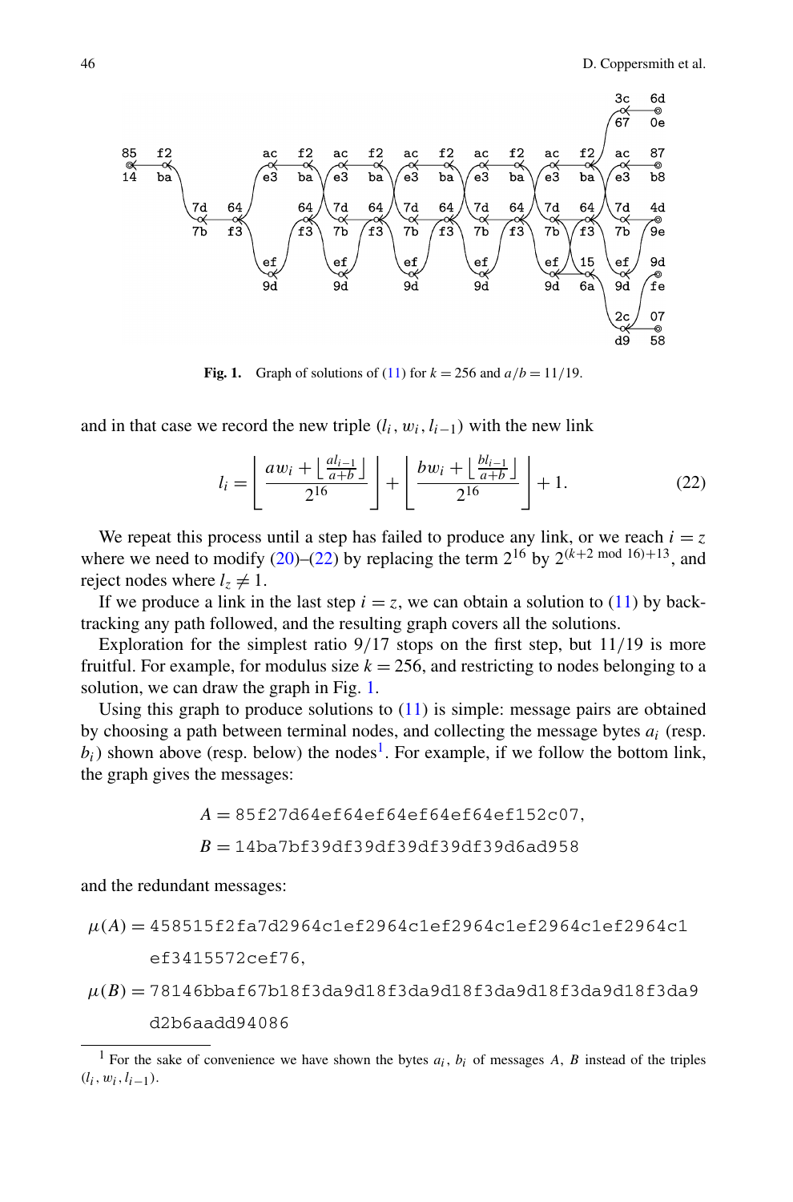Fig. 1. Graph of solutions of (11) for $k = 256$ and $a/b = 11/19$.

and in that case we record the new triple $(l_i, w_i, l_{i-1})$ with the new link

$$l_i = \left\lfloor \frac{a w_i + \left\lfloor \frac{a l_{i-1}}{a+b} \right\rfloor}{2^{16}} \right\rfloor + \left\lfloor \frac{b w_i + \left\lfloor \frac{b l_{i-1}}{a+b} \right\rfloor}{2^{16}} \right\rfloor + 1. \tag{22}$$

We repeat this process until a step has failed to produce any link, or we reach $i = z$ where we need to modify (20)–(22) by replacing the term $2^{16}$ by $2^{(k+2 \bmod 16)+13}$, and reject nodes where $l_z \neq 1$.

If we produce a link in the last step $i = z$, we can obtain a solution to (11) by backtracking any path followed, and the resulting graph covers all the solutions.

Exploration for the simplest ratio 9/17 stops on the first step, but 11/19 is more fruitful. For example, for modulus size $k = 256$, and restricting to nodes belonging to a solution, we can draw the graph in Fig. 1.

Using this graph to produce solutions to (11) is simple: message pairs are obtained by choosing a path between terminal nodes, and collecting the message bytes $a_i$ (resp. $b_i$) shown above (resp. below) the nodes[1]. For example, if we follow the bottom link, the graph gives the messages:

$A =$ `85f27d64ef64ef64ef64ef64ef152c07`,

$B =$ `14ba7bf39df39df39df39df39d6ad958`

and the redundant messages:

$\mu(A) =$ `458515f2fa7d2964c1ef2964c1ef2964c1ef2964c1ef2964c1ef3415572cef76`,

$\mu(B) =$ `78146bbaf67b18f3da9d18f3da9d18f3da9d18f3da9d18f3da9d2b6aadd94086`

[1] For the sake of convenience we have shown the bytes $a_i$, $b_i$ of messages $A$, $B$ instead of the triples $(l_i, w_i, l_{i-1})$.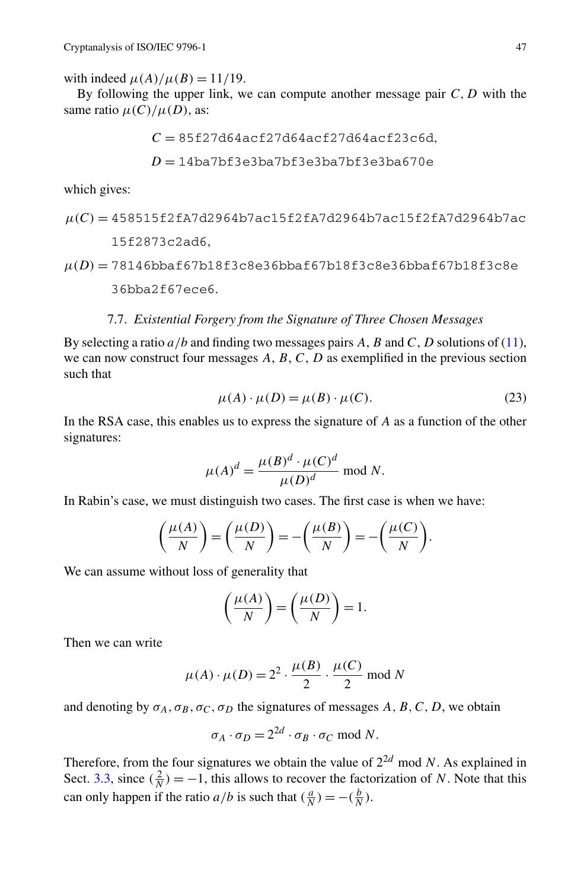with indeed $\mu(A)/\mu(B) = 11/19$.

By following the upper link, we can compute another message pair $C, D$ with the same ratio $\mu(C)/\mu(D)$, as:

$$C = \texttt{85f27d64acf27d64acf27d64acf23c6d},$$

$$D = \texttt{14ba7bf3e3ba7bf3e3ba7bf3e3ba670e}$$

which gives:

$$\mu(C) = \texttt{458515f2fA7d2964b7ac15f2fA7d2964b7ac15f2fA7d2964b7ac}$$
$$\texttt{15f2873c2ad6},$$

$$\mu(D) = \texttt{78146bbaf67b18f3c8e36bbaf67b18f3c8e36bbaf67b18f3c8e}$$
$$\texttt{36bba2f67ece6}.$$

### 7.7. *Existential Forgery from the Signature of Three Chosen Messages*

By selecting a ratio $a/b$ and finding two messages pairs $A$, $B$ and $C$, $D$ solutions of (11), we can now construct four messages $A$, $B$, $C$, $D$ as exemplified in the previous section such that

$$\mu(A) \cdot \mu(D) = \mu(B) \cdot \mu(C). \tag{23}$$

In the RSA case, this enables us to express the signature of $A$ as a function of the other signatures:

$$\mu(A)^d = \frac{\mu(B)^d \cdot \mu(C)^d}{\mu(D)^d} \bmod N.$$

In Rabin's case, we must distinguish two cases. The first case is when we have:

$$\left(\frac{\mu(A)}{N}\right) = \left(\frac{\mu(D)}{N}\right) = -\left(\frac{\mu(B)}{N}\right) = -\left(\frac{\mu(C)}{N}\right).$$

We can assume without loss of generality that

$$\left(\frac{\mu(A)}{N}\right) = \left(\frac{\mu(D)}{N}\right) = 1.$$

Then we can write

$$\mu(A) \cdot \mu(D) = 2^2 \cdot \frac{\mu(B)}{2} \cdot \frac{\mu(C)}{2} \bmod N$$

and denoting by $\sigma_A, \sigma_B, \sigma_C, \sigma_D$ the signatures of messages $A$, $B$, $C$, $D$, we obtain

$$\sigma_A \cdot \sigma_D = 2^{2d} \cdot \sigma_B \cdot \sigma_C \bmod N.$$

Therefore, from the four signatures we obtain the value of $2^{2d} \bmod N$. As explained in Sect. 3.3, since $(\frac{2}{N}) = -1$, this allows to recover the factorization of $N$. Note that this can only happen if the ratio $a/b$ is such that $(\frac{a}{N}) = -(\frac{b}{N})$.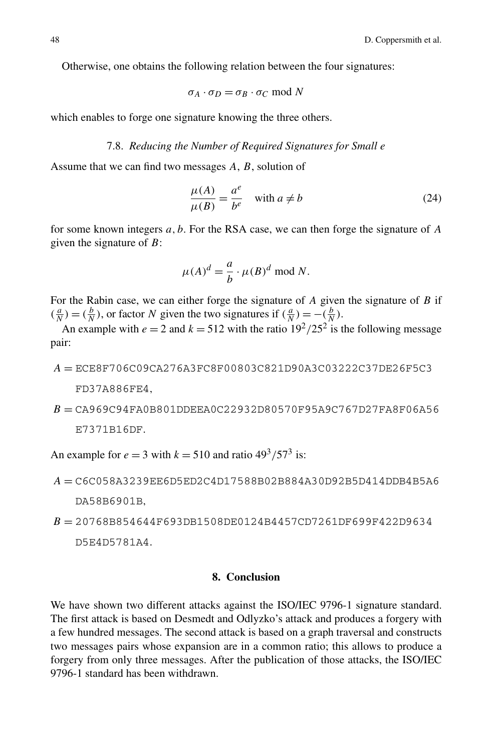Otherwise, one obtains the following relation between the four signatures:

$$\sigma_A \cdot \sigma_D = \sigma_B \cdot \sigma_C \bmod N$$

which enables to forge one signature knowing the three others.

### 7.8. *Reducing the Number of Required Signatures for Small e*

Assume that we can find two messages $A$, $B$, solution of

$$\frac{\mu(A)}{\mu(B)} = \frac{a^e}{b^e} \quad \text{with } a \neq b \tag{24}$$

for some known integers $a, b$. For the RSA case, we can then forge the signature of $A$ given the signature of $B$:

$$\mu(A)^d = \frac{a}{b} \cdot \mu(B)^d \bmod N.$$

For the Rabin case, we can either forge the signature of $A$ given the signature of $B$ if $(\frac{a}{N}) = (\frac{b}{N})$, or factor $N$ given the two signatures if $(\frac{a}{N}) = -(\frac{b}{N})$.

An example with $e = 2$ and $k = 512$ with the ratio $19^2/25^2$ is the following message pair:

$A =$ `ECE8F706C09CA276A3FC8F00803C821D90A3C03222C37DE26F5C3FD37A886FE4`,

$B =$ `CA969C94FA0B801DDEEA0C22932D80570F95A9C767D27FA8F06A56E7371B16DF`.

An example for $e = 3$ with $k = 510$ and ratio $49^3/57^3$ is:

$A =$ `C6C058A3239EE6D5ED2C4D17588B02B884A30D92B5D414DDB4B5A6DA58B6901B`,

$B =$ `20768B854644F693DB1508DE0124B4457CD7261DF699F422D9634D5E4D5781A4`.

## 8. Conclusion

We have shown two different attacks against the ISO/IEC 9796-1 signature standard. The first attack is based on Desmedt and Odlyzko's attack and produces a forgery with a few hundred messages. The second attack is based on a graph traversal and constructs two messages pairs whose expansion are in a common ratio; this allows to produce a forgery from only three messages. After the publication of those attacks, the ISO/IEC 9796-1 standard has been withdrawn.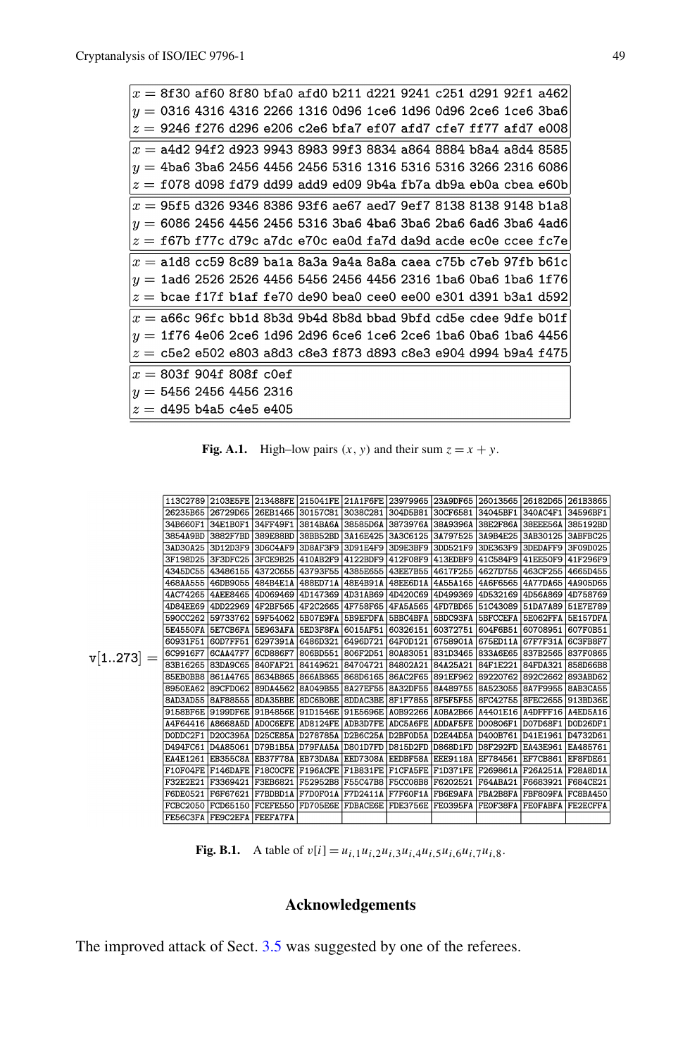|   |
|---|
| $x =$ 8f30 af60 8f80 bfa0 afd0 b211 d221 9241 c251 d291 92f1 a462<br>$y =$ 0316 4316 4316 2266 1316 0d96 1ce6 1d96 0d96 2ce6 1ce6 3ba6<br>$z =$ 9246 f276 d296 e206 c2e6 bfa7 ef07 afd7 cfe7 ff77 afd7 e008 |
| $x =$ a4d2 94f2 d923 9943 8983 99f3 8834 a864 8884 b8a4 a8d4 8585<br>$y =$ 4ba6 3ba6 2456 4456 2456 5316 1316 5316 5316 3266 2316 6086<br>$z =$ f078 d098 fd79 dd99 add9 ed09 9b4a fb7a db9a eb0a cbea e60b |
| $x =$ 95f5 d326 9346 8386 93f6 ae67 aed7 9ef7 8138 8138 9148 b1a8<br>$y =$ 6086 2456 4456 2456 5316 3ba6 4ba6 3ba6 2ba6 6ad6 3ba6 4ad6<br>$z =$ f67b f77c d79c a7dc e70c ea0d fa7d da9d acde ec0e ccee fc7e |
| $x =$ a1d8 cc59 8c89 ba1a 8a3a 9a4a 8a8a caea c75b c7eb 97fb b61c<br>$y =$ 1ad6 2526 2526 4456 5456 2456 4456 2316 1ba6 0ba6 1ba6 1f76<br>$z =$ bcae f17f b1af fe70 de90 bea0 cee0 ee00 e301 d391 b3a1 d592 |
| $x =$ a66c 96fc bb1d 8b3d 9b4d 8b8d bbad 9bfd cd5e cdee 9dfe b01f<br>$y =$ 1f76 4e06 2ce6 1d96 2d96 6ce6 1ce6 2ce6 1ba6 0ba6 1ba6 4456<br>$z =$ c5e2 e502 e803 a8d3 c8e3 f873 d893 c8e3 e904 d994 b9a4 f475 |
| $x =$ 803f 904f 808f c0ef<br>$y =$ 5456 2456 4456 2316<br>$z =$ d495 b4a5 c4e5 e405 |

**Fig. A.1.** High–low pairs $(x, y)$ and their sum $z = x + y$.

$v[1..273] =$

| | | | | | | | | | |
|---|---|---|---|---|---|---|---|---|---|
| 113C2789 | 2103E5FE | 213488FE | 215041FE | 21A1F6FE | 23979965 | 23A9DF65 | 26013565 | 26182D65 | 261B3865 |
| 26235B65 | 26729D65 | 26EB1465 | 30157C81 | 3038C281 | 304D5B81 | 30CF6581 | 34045BF1 | 340AC4F1 | 34596BF1 |
| 34B660F1 | 34E1B0F1 | 34FF49F1 | 3814BA6A | 38585D6A | 3873976A | 38A9396A | 38E2F86A | 38EEE56A | 385192BD |
| 3854A9BD | 3882F7BD | 389E88BD | 38BB52BD | 3A16E425 | 3A3C6125 | 3A797525 | 3A9B4E25 | 3AB30125 | 3ABFBC25 |
| 3AD30A25 | 3D12D3F9 | 3D6C4AF9 | 3D8AF3F9 | 3D91E4F9 | 3D9E3BF9 | 3DD521F9 | 3DE363F9 | 3DEDAFF9 | 3F09D025 |
| 3F198D25 | 3F3DFC25 | 3FCE9B25 | 410AB2F9 | 4122BDF9 | 412F08F9 | 413EDBF9 | 41C584F9 | 41EE50F9 | 41F296F9 |
| 4345DC55 | 43486155 | 4372C655 | 43793F55 | 4385E655 | 43EE7B55 | 4617F255 | 4627D755 | 463CF255 | 4665D455 |
| 468AA555 | 46DB9055 | 484B4E1A | 488ED71A | 48E4B91A | 48EE6D1A | 4A55A165 | 4A6F6565 | 4A77DA65 | 4A905D65 |
| 4AC74265 | 4AEE8465 | 4D069469 | 4D147369 | 4D31AB69 | 4D420C69 | 4D499369 | 4D532169 | 4D56A869 | 4D758769 |
| 4D84EE69 | 4DD22969 | 4F2BF565 | 4F2C2665 | 4F758F65 | 4FA5A565 | 4FD7BD65 | 51C43089 | 51DA7A89 | 51E7E789 |
| 590CC262 | 59733762 | 59F54062 | 5B07E9FA | 5B9EFDFA | 5BBC4BFA | 5BDC93FA | 5BFCCEFA | 5E062FFA | 5E157DFA |
| 5E4550FA | 5E7CB6FA | 5E963AFA | 5ED3F8FA | 6015AF51 | 60326151 | 60372751 | 604F6B51 | 60708951 | 607F0B51 |
| 60931F51 | 60D7FF51 | 6297391A | 6486D321 | 6496D721 | 64F0D121 | 6758901A | 675ED11A | 67F7F31A | 6C3FB8F7 |
| 6C9916F7 | 6CAA47F7 | 6CD886F7 | 806BD551 | 806F2D51 | 80A83051 | 831D3465 | 833A6E65 | 837B2565 | 837F0865 |
| 83B16265 | 83DA9C65 | 840FAF21 | 84149621 | 84704721 | 84802A21 | 84A25A21 | 84F1E221 | 84FDA321 | 858D66B8 |
| 85EB0BB8 | 861A4765 | 8634B865 | 866AB865 | 868D6165 | 86AC2F65 | 891EF962 | 89220762 | 892C2662 | 893ABD62 |
| 8950EA62 | 89CFD062 | 89DA4562 | 8A049B55 | 8A27EF55 | 8A32DF55 | 8A489755 | 8A523055 | 8A7F9955 | 8AB3CA55 |
| 8AD3AD55 | 8AF88555 | 8DA35BBE | 8DC6B0BE | 8DDAC3BE | 8F1F7855 | 8F5F5F55 | 8FC42755 | 8FEC2655 | 913BD36E |
| 9158BF6E | 9199DF6E | 91B4856E | 91D1546E | 91E5696E | A0B92266 | A0BA2B66 | A4401E16 | A4DFFF16 | A4ED5A16 |
| A4F64416 | A8668A5D | AD0C6EFE | AD8124FE | ADB3D7FE | ADC5A6FE | ADDAF5FE | D00806F1 | D07D68F1 | D0D26DF1 |
| D0DDC2F1 | D20C395A | D25CE85A | D278785A | D2B6C25A | D2BF0D5A | D2E44D5A | D400B761 | D41E1961 | D4732D61 |
| D494FC61 | D4A85061 | D79B1B5A | D79FAA5A | D801D7FD | D815D2FD | D868D1FD | D8F292FD | EA43E961 | EA485761 |
| EA4E1261 | EB355C8A | EB37F78A | EB73DA8A | EED7308A | EEDBF58A | EEE9118A | EF784561 | EF7CB861 | EF8FDE61 |
| F10F04FE | F146DAFE | F18C0CFE | F196ACFE | F1B831FE | F1CFA5FE | F1D371FE | F269861A | F26A251A | F28A8D1A |
| F32E2E21 | F3369421 | F3EB6821 | F52952B8 | F55C47B8 | F5CC08B8 | F6202521 | F64ABA21 | F6683921 | F684CE21 |
| F6DE0521 | F6F67621 | F7BDBD1A | F7D0F01A | F7D2411A | F7F60F1A | FB6E9AFA | FBA2B8FA | FBF809FA | FC8BA450 |
| FCBC2050 | FCD65150 | FCEFE550 | FD705E6E | FDBACE6E | FDE3756E | FE0395FA | FE0F38FA | FE0FABFA | FE2ECFFA |
| FE56C3FA | FE9C2EFA | FEEFA7FA | | | | | | | |

**Fig. B.1.** A table of $v[i] = u_{i,1}u_{i,2}u_{i,3}u_{i,4}u_{i,5}u_{i,6}u_{i,7}u_{i,8}$.

## Acknowledgements

The improved attack of Sect. 3.5 was suggested by one of the referees.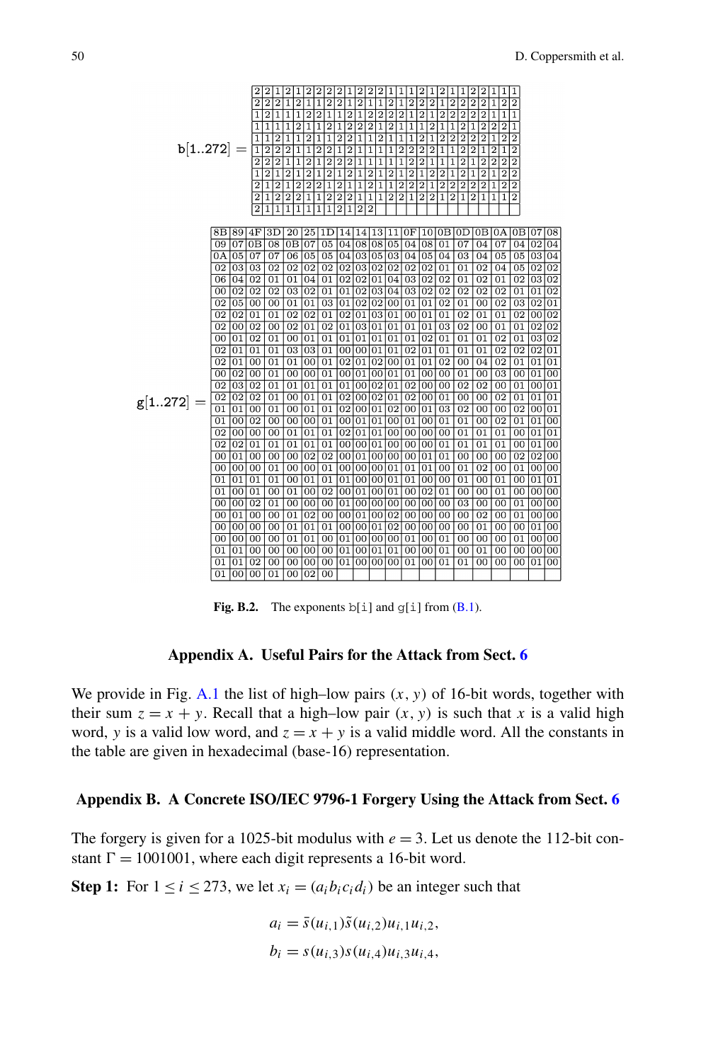$\mathtt{b}[1..272] =$

| 2 | 2 | 1 | 2 | 1 | 2 | 2 | 2 | 2 | 1 | 2 | 2 | 2 | 1 | 1 | 1 | 2 | 1 | 2 | 1 | 1 | 2 | 2 | 1 | 1 | 1 |
|---|---|---|---|---|---|---|---|---|---|---|---|---|---|---|---|---|---|---|---|---|---|---|---|---|---|
| 2 | 2 | 2 | 1 | 2 | 1 | 1 | 2 | 2 | 1 | 2 | 1 | 1 | 2 | 1 | 2 | 2 | 2 | 1 | 2 | 2 | 2 | 2 | 1 | 2 | 2 |
| 1 | 2 | 1 | 1 | 1 | 2 | 2 | 1 | 1 | 2 | 1 | 2 | 2 | 2 | 2 | 1 | 2 | 1 | 2 | 2 | 2 | 2 | 2 | 1 | 1 | 1 |
| 1 | 1 | 1 | 1 | 2 | 1 | 1 | 2 | 1 | 2 | 2 | 2 | 1 | 2 | 1 | 1 | 1 | 2 | 1 | 1 | 2 | 1 | 2 | 2 | 2 | 1 |
| 1 | 1 | 2 | 1 | 1 | 2 | 1 | 1 | 2 | 2 | 1 | 1 | 2 | 1 | 1 | 1 | 2 | 1 | 2 | 2 | 2 | 2 | 2 | 1 | 2 | 2 |
| 1 | 2 | 2 | 2 | 1 | 1 | 2 | 2 | 1 | 2 | 1 | 1 | 1 | 1 | 2 | 2 | 2 | 2 | 1 | 1 | 2 | 2 | 1 | 2 | 1 | 2 |
| 2 | 2 | 2 | 1 | 1 | 2 | 1 | 2 | 2 | 2 | 1 | 1 | 1 | 1 | 1 | 2 | 2 | 1 | 1 | 1 | 2 | 1 | 2 | 2 | 2 | 2 |
| 1 | 2 | 1 | 2 | 1 | 2 | 1 | 2 | 1 | 2 | 1 | 2 | 1 | 2 | 1 | 2 | 1 | 2 | 2 | 1 | 2 | 1 | 2 | 1 | 2 | 2 |
| 2 | 1 | 2 | 1 | 2 | 2 | 2 | 1 | 2 | 1 | 1 | 2 | 1 | 1 | 2 | 2 | 2 | 1 | 2 | 2 | 2 | 2 | 2 | 1 | 2 | 2 |
| 2 | 1 | 2 | 2 | 2 | 1 | 1 | 2 | 2 | 2 | 1 | 1 | 1 | 2 | 2 | 1 | 2 | 2 | 1 | 2 | 1 | 2 | 1 | 1 | 1 | 2 |
| 2 | 1 | 1 | 1 | 1 | 1 | 1 | 1 | 2 | 1 | 2 | 2 | | | | | | | | | | | | | | |

$\mathtt{g}[1..272] =$

| 8B | 89 | 4F | 3D | 20 | 25 | 1D | 14 | 14 | 13 | 11 | 0F | 10 | 0B | 0D | 0B | 0A | 0B | 07 | 08 |
|---|---|---|---|---|---|---|---|---|---|---|---|---|---|---|---|---|---|---|---|
| 09 | 07 | 0B | 08 | 0B | 07 | 05 | 04 | 08 | 08 | 05 | 04 | 08 | 01 | 07 | 04 | 07 | 04 | 02 | 04 |
| 0A | 05 | 07 | 07 | 06 | 05 | 05 | 04 | 03 | 05 | 03 | 04 | 05 | 04 | 03 | 04 | 05 | 05 | 03 | 04 |
| 02 | 03 | 03 | 02 | 02 | 02 | 02 | 02 | 03 | 02 | 02 | 02 | 02 | 01 | 01 | 02 | 04 | 05 | 02 | 02 |
| 06 | 04 | 02 | 01 | 01 | 04 | 01 | 02 | 02 | 01 | 04 | 03 | 02 | 02 | 01 | 02 | 01 | 02 | 03 | 02 |
| 00 | 02 | 02 | 02 | 03 | 02 | 01 | 01 | 02 | 03 | 04 | 03 | 02 | 02 | 02 | 02 | 02 | 01 | 01 | 02 |
| 02 | 05 | 00 | 00 | 01 | 01 | 03 | 01 | 02 | 02 | 00 | 01 | 01 | 02 | 01 | 00 | 02 | 03 | 02 | 01 |
| 02 | 02 | 01 | 01 | 02 | 02 | 01 | 02 | 01 | 03 | 01 | 00 | 01 | 01 | 02 | 01 | 01 | 02 | 00 | 02 |
| 02 | 00 | 02 | 00 | 02 | 01 | 02 | 01 | 03 | 01 | 01 | 01 | 01 | 03 | 02 | 00 | 01 | 01 | 02 | 02 |
| 00 | 01 | 02 | 01 | 00 | 01 | 01 | 01 | 01 | 01 | 01 | 01 | 02 | 01 | 01 | 01 | 02 | 01 | 03 | 02 |
| 02 | 01 | 01 | 01 | 03 | 03 | 01 | 00 | 00 | 01 | 01 | 02 | 01 | 01 | 01 | 01 | 02 | 02 | 02 | 01 |
| 02 | 01 | 00 | 01 | 01 | 00 | 01 | 02 | 01 | 02 | 00 | 01 | 01 | 02 | 00 | 04 | 02 | 01 | 01 | 01 |
| 00 | 02 | 00 | 01 | 00 | 00 | 01 | 00 | 01 | 00 | 01 | 01 | 00 | 00 | 01 | 00 | 03 | 00 | 01 | 00 |
| 02 | 03 | 02 | 01 | 01 | 01 | 01 | 01 | 00 | 02 | 01 | 02 | 00 | 00 | 02 | 02 | 00 | 01 | 00 | 01 |
| 02 | 02 | 02 | 01 | 00 | 01 | 01 | 02 | 00 | 02 | 01 | 02 | 00 | 01 | 00 | 00 | 02 | 01 | 01 | 01 |
| 01 | 01 | 00 | 01 | 00 | 01 | 01 | 02 | 00 | 01 | 02 | 00 | 01 | 03 | 02 | 00 | 00 | 02 | 00 | 01 |
| 01 | 00 | 02 | 00 | 00 | 00 | 01 | 00 | 01 | 01 | 00 | 01 | 00 | 01 | 01 | 00 | 02 | 01 | 01 | 00 |
| 02 | 00 | 00 | 00 | 01 | 01 | 01 | 02 | 01 | 01 | 00 | 00 | 00 | 00 | 01 | 01 | 01 | 00 | 01 | 01 |
| 02 | 02 | 01 | 01 | 01 | 01 | 01 | 00 | 00 | 01 | 00 | 00 | 00 | 01 | 01 | 01 | 01 | 00 | 01 | 00 |
| 00 | 01 | 00 | 00 | 00 | 02 | 02 | 00 | 01 | 00 | 00 | 00 | 01 | 01 | 00 | 00 | 00 | 02 | 02 | 00 |
| 00 | 00 | 00 | 01 | 00 | 00 | 01 | 00 | 00 | 00 | 01 | 01 | 01 | 00 | 01 | 02 | 00 | 01 | 00 | 00 |
| 01 | 01 | 01 | 01 | 00 | 01 | 01 | 01 | 00 | 00 | 01 | 01 | 00 | 00 | 01 | 00 | 01 | 00 | 01 | 01 |
| 01 | 00 | 01 | 00 | 01 | 00 | 02 | 00 | 01 | 00 | 01 | 00 | 02 | 01 | 00 | 00 | 01 | 00 | 00 | 00 |
| 00 | 00 | 02 | 01 | 00 | 00 | 00 | 01 | 00 | 00 | 00 | 00 | 00 | 00 | 03 | 00 | 00 | 01 | 00 | 00 |
| 00 | 01 | 00 | 00 | 01 | 02 | 00 | 00 | 01 | 00 | 02 | 00 | 00 | 00 | 00 | 02 | 00 | 01 | 00 | 00 |
| 00 | 00 | 00 | 00 | 01 | 01 | 01 | 00 | 00 | 01 | 02 | 00 | 00 | 00 | 00 | 01 | 00 | 00 | 01 | 00 |
| 00 | 00 | 00 | 00 | 01 | 01 | 00 | 01 | 00 | 00 | 00 | 01 | 00 | 01 | 00 | 00 | 00 | 01 | 00 | 00 |
| 01 | 01 | 00 | 00 | 00 | 00 | 00 | 01 | 00 | 01 | 01 | 00 | 00 | 01 | 00 | 01 | 00 | 00 | 00 | 00 |
| 01 | 01 | 02 | 00 | 00 | 00 | 00 | 01 | 00 | 00 | 00 | 01 | 00 | 01 | 01 | 00 | 00 | 00 | 01 | 00 |
| 01 | 00 | 00 | 01 | 00 | 02 | 00 | | | | | | | | | | | | | |

**Fig. B.2.** The exponents b[i] and g[i] from (B.1).

## Appendix A. Useful Pairs for the Attack from Sect. 6

We provide in Fig. A.1 the list of high–low pairs $(x, y)$ of 16-bit words, together with their sum $z = x + y$. Recall that a high–low pair $(x, y)$ is such that $x$ is a valid high word, $y$ is a valid low word, and $z = x + y$ is a valid middle word. All the constants in the table are given in hexadecimal (base-16) representation.

## Appendix B. A Concrete ISO/IEC 9796-1 Forgery Using the Attack from Sect. 6

The forgery is given for a 1025-bit modulus with $e = 3$. Let us denote the 112-bit constant $\Gamma = 1001001$, where each digit represents a 16-bit word.

**Step 1:** For $1 \le i \le 273$, we let $x_i = (a_i b_i c_i d_i)$ be an integer such that

$$a_i = \bar{s}(u_{i,1})\tilde{s}(u_{i,2})u_{i,1}u_{i,2},$$

$$b_i = s(u_{i,3})s(u_{i,4})u_{i,3}u_{i,4},$$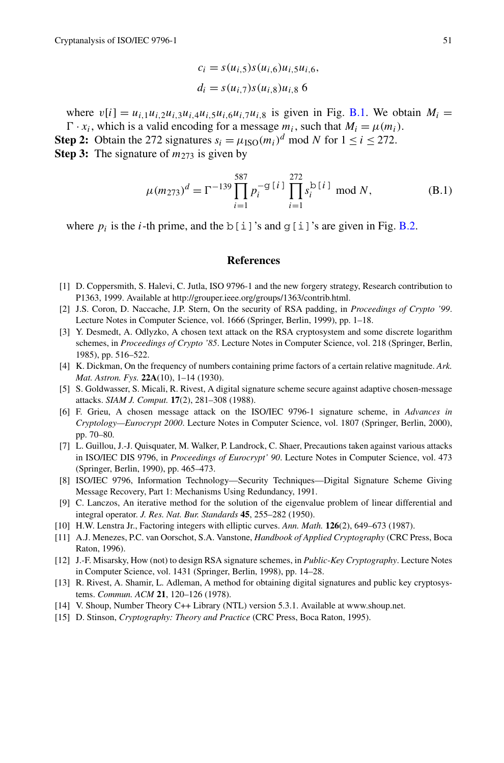$$c_i = s(u_{i,5})s(u_{i,6})u_{i,5}u_{i,6},$$

$$d_i = s(u_{i,7})s(u_{i,8})u_{i,8}\ 6$$

where $v[i] = u_{i,1}u_{i,2}u_{i,3}u_{i,4}u_{i,5}u_{i,6}u_{i,7}u_{i,8}$ is given in Fig. B.1. We obtain $M_i = \Gamma \cdot x_i$, which is a valid encoding for a message $m_i$, such that $M_i = \mu(m_i)$.

**Step 2:** Obtain the 272 signatures $s_i = \mu_{\text{ISO}}(m_i)^d \bmod N$ for $1 \le i \le 272$.

**Step 3:** The signature of $m_{273}$ is given by

$$\mu(m_{273})^d = \Gamma^{-139} \prod_{i=1}^{587} p_i^{-\mathtt{g}[i]} \prod_{i=1}^{272} s_i^{\mathtt{b}[i]} \bmod N, \tag{B.1}$$

where $p_i$ is the $i$-th prime, and the `b[i]`'s and `g[i]`'s are given in Fig. B.2.

## References

[1] D. Coppersmith, S. Halevi, C. Jutla, ISO 9796-1 and the new forgery strategy, Research contribution to P1363, 1999. Available at http://grouper.ieee.org/groups/1363/contrib.html.

[2] J.S. Coron, D. Naccache, J.P. Stern, On the security of RSA padding, in *Proceedings of Crypto '99*. Lecture Notes in Computer Science, vol. 1666 (Springer, Berlin, 1999), pp. 1–18.

[3] Y. Desmedt, A. Odlyzko, A chosen text attack on the RSA cryptosystem and some discrete logarithm schemes, in *Proceedings of Crypto '85*. Lecture Notes in Computer Science, vol. 218 (Springer, Berlin, 1985), pp. 516–522.

[4] K. Dickman, On the frequency of numbers containing prime factors of a certain relative magnitude. *Ark. Mat. Astron. Fys.* **22A**(10), 1–14 (1930).

[5] S. Goldwasser, S. Micali, R. Rivest, A digital signature scheme secure against adaptive chosen-message attacks. *SIAM J. Comput.* **17**(2), 281–308 (1988).

[6] F. Grieu, A chosen message attack on the ISO/IEC 9796-1 signature scheme, in *Advances in Cryptology—Eurocrypt 2000*. Lecture Notes in Computer Science, vol. 1807 (Springer, Berlin, 2000), pp. 70–80.

[7] L. Guillou, J.-J. Quisquater, M. Walker, P. Landrock, C. Shaer, Precautions taken against various attacks in ISO/IEC DIS 9796, in *Proceedings of Eurocrypt' 90*. Lecture Notes in Computer Science, vol. 473 (Springer, Berlin, 1990), pp. 465–473.

[8] ISO/IEC 9796, Information Technology—Security Techniques—Digital Signature Scheme Giving Message Recovery, Part 1: Mechanisms Using Redundancy, 1991.

[9] C. Lanczos, An iterative method for the solution of the eigenvalue problem of linear differential and integral operator. *J. Res. Nat. Bur. Standards* **45**, 255–282 (1950).

[10] H.W. Lenstra Jr., Factoring integers with elliptic curves. *Ann. Math.* **126**(2), 649–673 (1987).

[11] A.J. Menezes, P.C. van Oorschot, S.A. Vanstone, *Handbook of Applied Cryptography* (CRC Press, Boca Raton, 1996).

[12] J.-F. Misarsky, How (not) to design RSA signature schemes, in *Public-Key Cryptography*. Lecture Notes in Computer Science, vol. 1431 (Springer, Berlin, 1998), pp. 14–28.

[13] R. Rivest, A. Shamir, L. Adleman, A method for obtaining digital signatures and public key cryptosystems. *Commun. ACM* **21**, 120–126 (1978).

[14] V. Shoup, Number Theory C++ Library (NTL) version 5.3.1. Available at www.shoup.net.

[15] D. Stinson, *Cryptography: Theory and Practice* (CRC Press, Boca Raton, 1995).